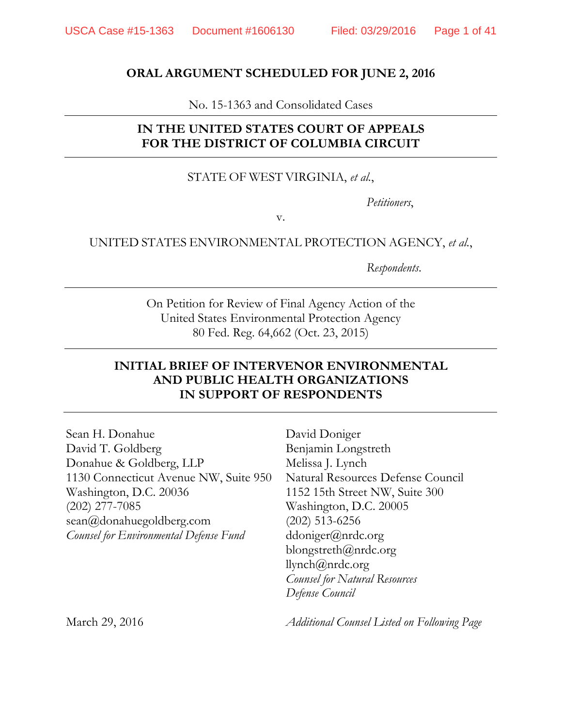**ORAL ARGUMENT SCHEDULED FOR JUNE 2, 2016**

No. 15-1363 and Consolidated Cases

**IN THE UNITED STATES COURT OF APPEALS FOR THE DISTRICT OF COLUMBIA CIRCUIT**

STATE OF WEST VIRGINIA, *et al.*,

*Petitioners*,

v.

UNITED STATES ENVIRONMENTAL PROTECTION AGENCY, *et al.*,

*Respondents*.

On Petition for Review of Final Agency Action of the
United States Environmental Protection Agency
80 Fed. Reg. 64,662 (Oct. 23, 2015)

**INITIAL BRIEF OF INTERVENOR ENVIRONMENTAL AND PUBLIC HEALTH ORGANIZATIONS IN SUPPORT OF RESPONDENTS**

Sean H. Donahue
David T. Goldberg
Donahue & Goldberg, LLP
1130 Connecticut Avenue NW, Suite 950
Washington, D.C. 20036
(202) 277-7085
sean@donahuegoldberg.com
*Counsel for Environmental Defense Fund*

David Doniger
Benjamin Longstreth
Melissa J. Lynch
Natural Resources Defense Council
1152 15th Street NW, Suite 300
Washington, D.C. 20005
(202) 513-6256
ddoniger@nrdc.org
blongstreth@nrdc.org
llynch@nrdc.org
*Counsel for Natural Resources Defense Council*

March 29, 2016

*Additional Counsel Listed on Following Page*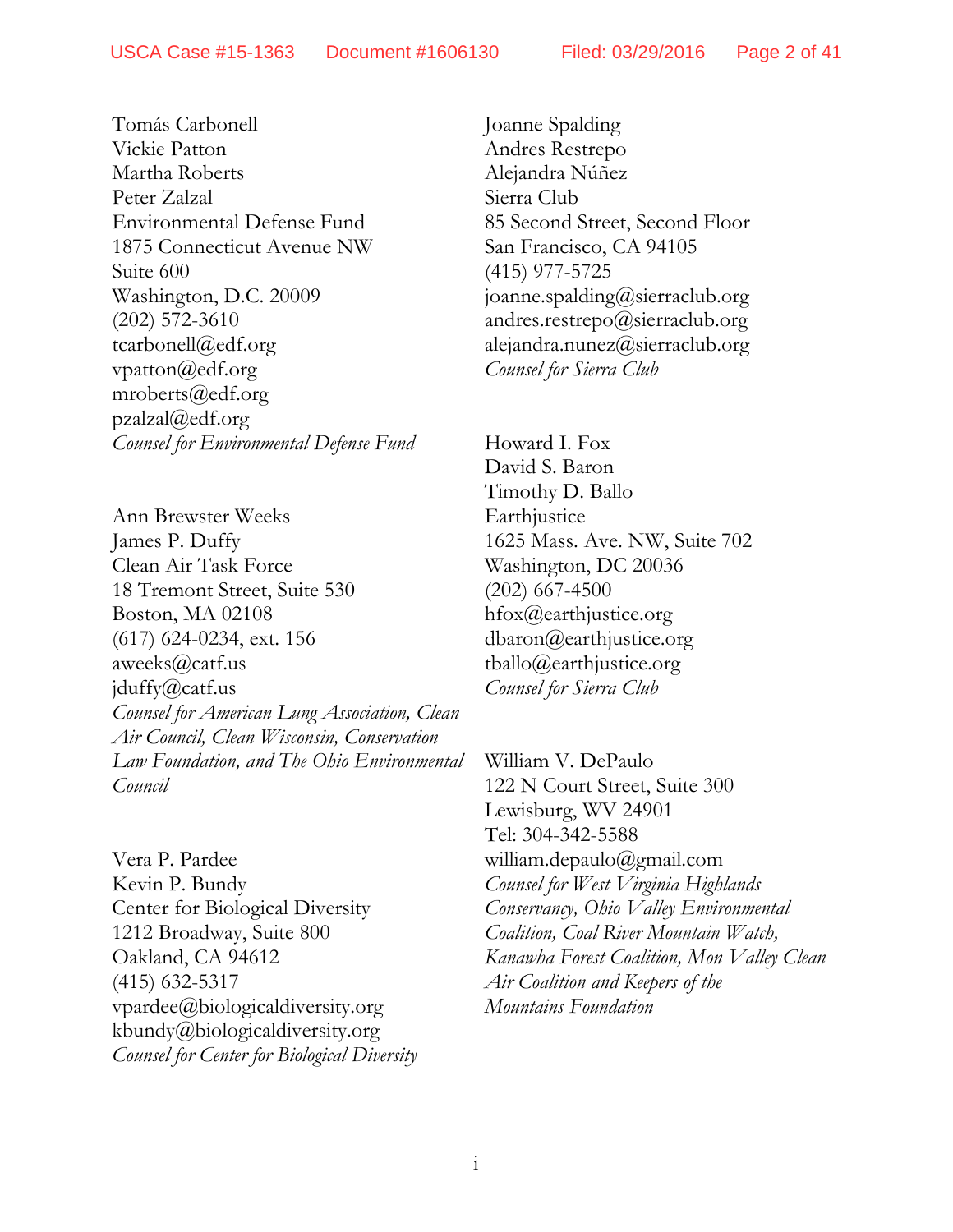Tomás Carbonell
Vickie Patton
Martha Roberts
Peter Zalzal
Environmental Defense Fund
1875 Connecticut Avenue NW
Suite 600
Washington, D.C. 20009
(202) 572-3610
tcarbonell@edf.org
vpatton@edf.org
mroberts@edf.org
pzalzal@edf.org
*Counsel for Environmental Defense Fund*

Ann Brewster Weeks
James P. Duffy
Clean Air Task Force
18 Tremont Street, Suite 530
Boston, MA 02108
(617) 624-0234, ext. 156
aweeks@catf.us
jduffy@catf.us
*Counsel for American Lung Association, Clean Air Council, Clean Wisconsin, Conservation Law Foundation, and The Ohio Environmental Council*

Vera P. Pardee
Kevin P. Bundy
Center for Biological Diversity
1212 Broadway, Suite 800
Oakland, CA 94612
(415) 632-5317
vpardee@biologicaldiversity.org
kbundy@biologicaldiversity.org
*Counsel for Center for Biological Diversity*

Joanne Spalding
Andres Restrepo
Alejandra Núñez
Sierra Club
85 Second Street, Second Floor
San Francisco, CA 94105
(415) 977-5725
joanne.spalding@sierraclub.org
andres.restrepo@sierraclub.org
alejandra.nunez@sierraclub.org
*Counsel for Sierra Club*

Howard I. Fox
David S. Baron
Timothy D. Ballo
Earthjustice
1625 Mass. Ave. NW, Suite 702
Washington, DC 20036
(202) 667-4500
hfox@earthjustice.org
dbaron@earthjustice.org
tballo@earthjustice.org
*Counsel for Sierra Club*

William V. DePaulo
122 N Court Street, Suite 300
Lewisburg, WV 24901
Tel: 304-342-5588
william.depaulo@gmail.com
*Counsel for West Virginia Highlands Conservancy, Ohio Valley Environmental Coalition, Coal River Mountain Watch, Kanawha Forest Coalition, Mon Valley Clean Air Coalition and Keepers of the Mountains Foundation*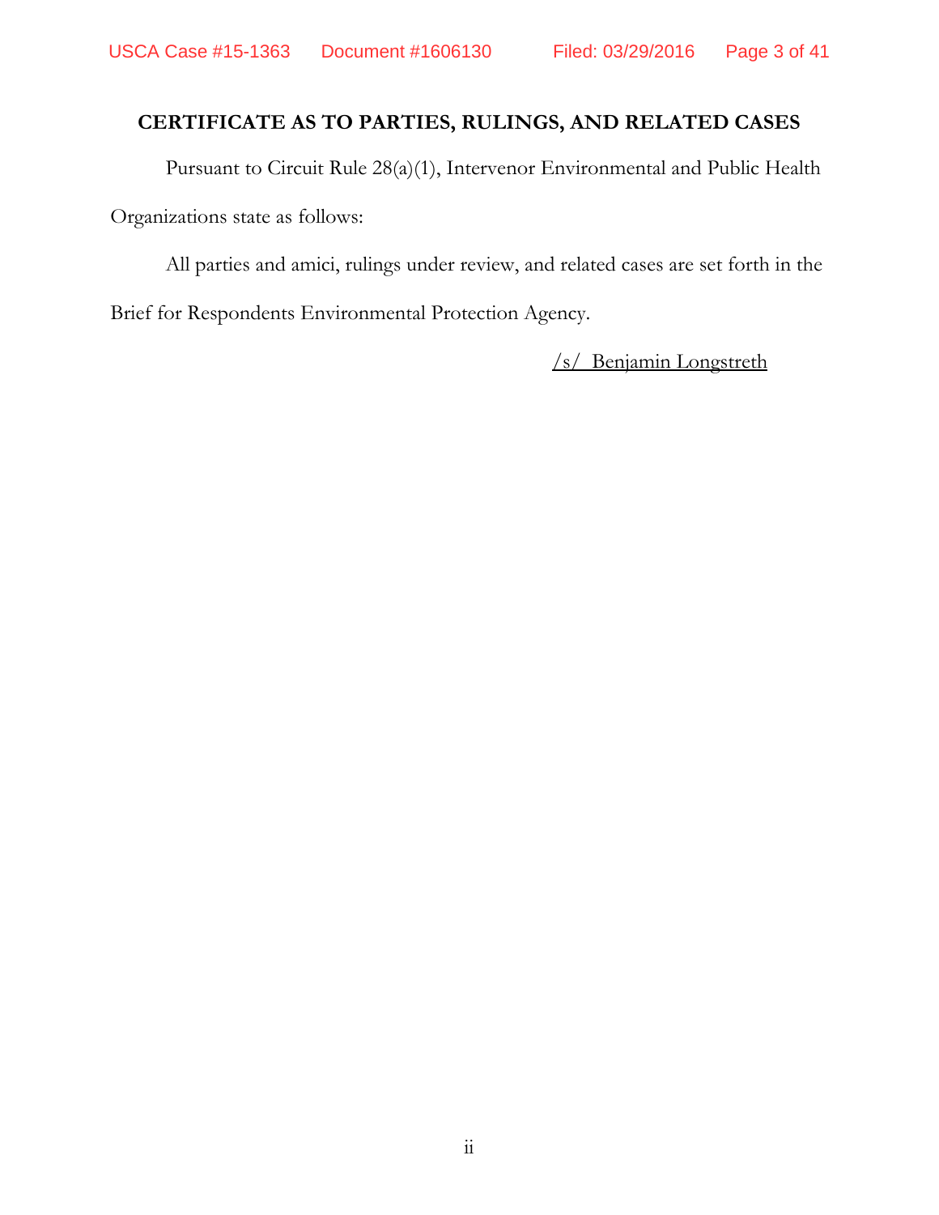## CERTIFICATE AS TO PARTIES, RULINGS, AND RELATED CASES

Pursuant to Circuit Rule 28(a)(1), Intervenor Environmental and Public Health Organizations state as follows:

All parties and amici, rulings under review, and related cases are set forth in the Brief for Respondents Environmental Protection Agency.

/s/ Benjamin Longstreth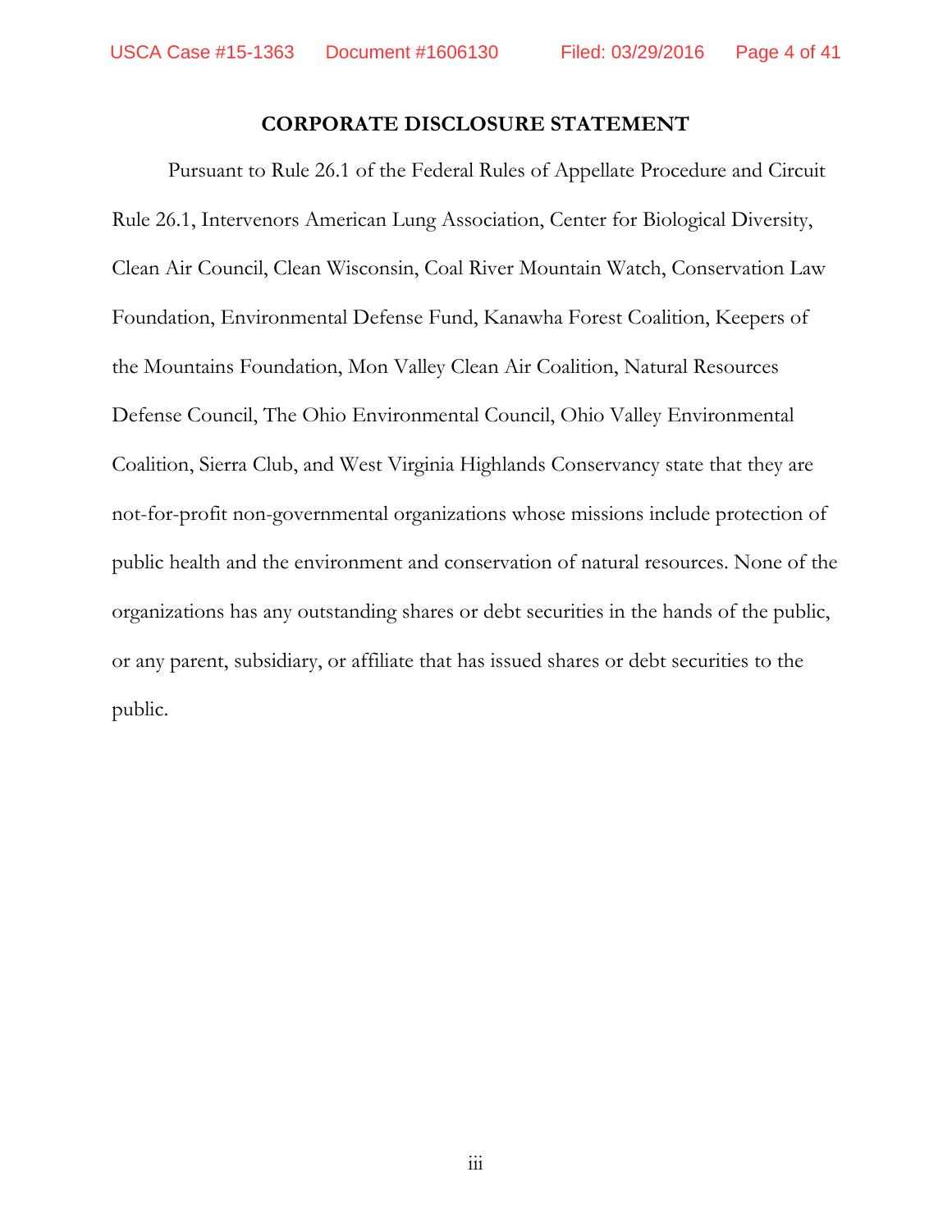## CORPORATE DISCLOSURE STATEMENT

Pursuant to Rule 26.1 of the Federal Rules of Appellate Procedure and Circuit Rule 26.1, Intervenors American Lung Association, Center for Biological Diversity, Clean Air Council, Clean Wisconsin, Coal River Mountain Watch, Conservation Law Foundation, Environmental Defense Fund, Kanawha Forest Coalition, Keepers of the Mountains Foundation, Mon Valley Clean Air Coalition, Natural Resources Defense Council, The Ohio Environmental Council, Ohio Valley Environmental Coalition, Sierra Club, and West Virginia Highlands Conservancy state that they are not-for-profit non-governmental organizations whose missions include protection of public health and the environment and conservation of natural resources. None of the organizations has any outstanding shares or debt securities in the hands of the public, or any parent, subsidiary, or affiliate that has issued shares or debt securities to the public.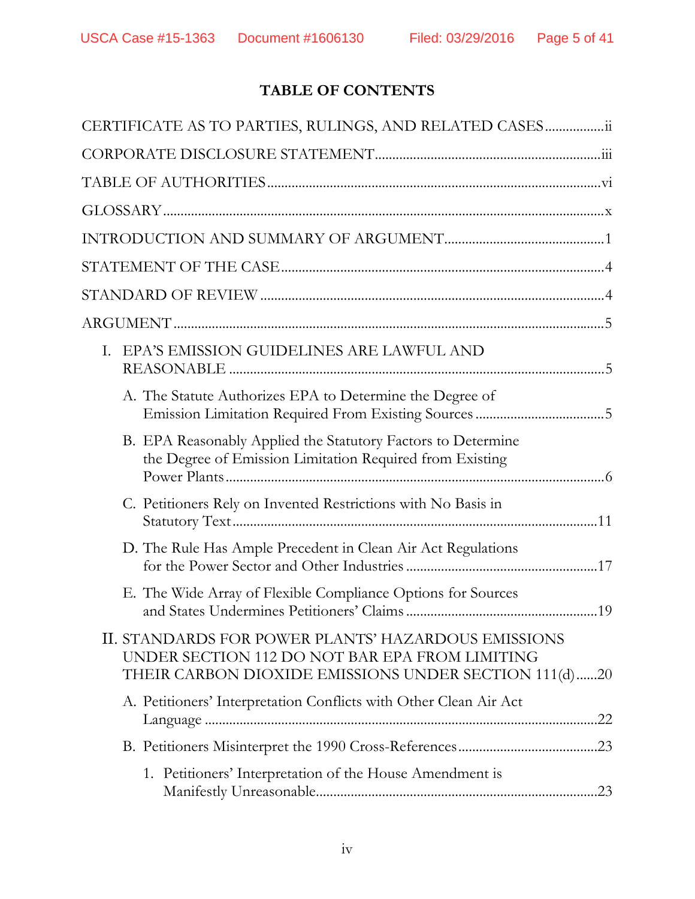# TABLE OF CONTENTS

CERTIFICATE AS TO PARTIES, RULINGS, AND RELATED CASES .................ii

CORPORATE DISCLOSURE STATEMENT ................................................................iii

TABLE OF AUTHORITIES ..............................................................................................vi

GLOSSARY ...........................................................................................................................x

INTRODUCTION AND SUMMARY OF ARGUMENT .............................................1

STATEMENT OF THE CASE ...........................................................................................4

STANDARD OF REVIEW .................................................................................................4

ARGUMENT .........................................................................................................................5

- I. EPA'S EMISSION GUIDELINES ARE LAWFUL AND REASONABLE .........................................................................................................5
  - A. The Statute Authorizes EPA to Determine the Degree of Emission Limitation Required From Existing Sources ....................................5
  - B. EPA Reasonably Applied the Statutory Factors to Determine the Degree of Emission Limitation Required from Existing Power Plants ..........................................................................................................6
  - C. Petitioners Rely on Invented Restrictions with No Basis in Statutory Text ......................................................................................................11
  - D. The Rule Has Ample Precedent in Clean Air Act Regulations for the Power Sector and Other Industries ......................................................17
  - E. The Wide Array of Flexible Compliance Options for Sources and States Undermines Petitioners' Claims ......................................................19
- II. STANDARDS FOR POWER PLANTS' HAZARDOUS EMISSIONS UNDER SECTION 112 DO NOT BAR EPA FROM LIMITING THEIR CARBON DIOXIDE EMISSIONS UNDER SECTION 111(d) ......20
  - A. Petitioners' Interpretation Conflicts with Other Clean Air Act Language ..............................................................................................................22
  - B. Petitioners Misinterpret the 1990 Cross-References .......................................23
    - 1. Petitioners' Interpretation of the House Amendment is Manifestly Unreasonable...............................................................................23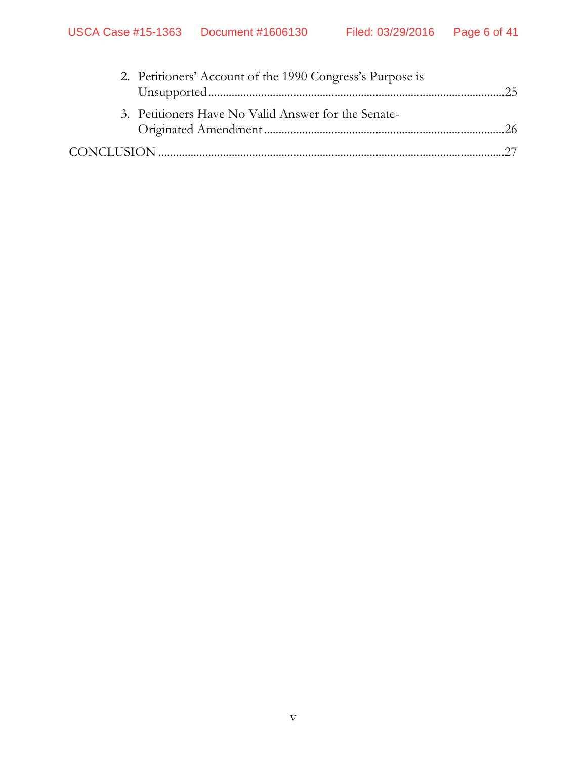2. Petitioners' Account of the 1990 Congress's Purpose is Unsupported....................................................................................................25

3. Petitioners Have No Valid Answer for the Senate-Originated Amendment.................................................................................26

CONCLUSION ....................................................................................................................27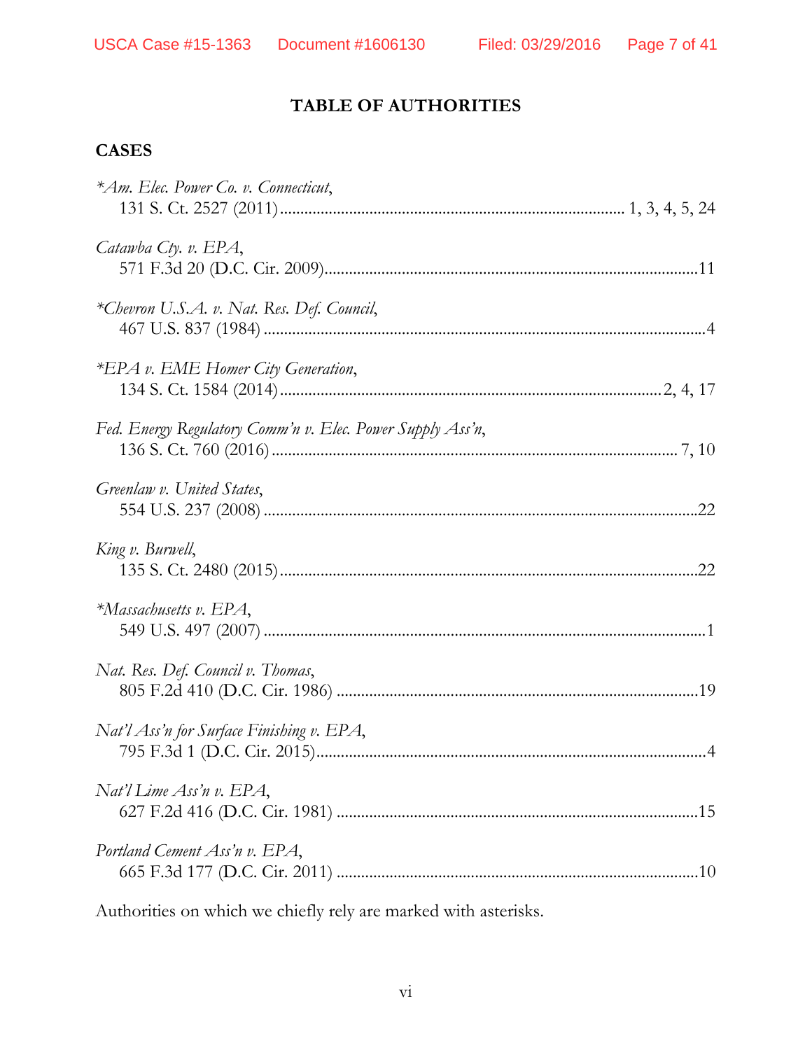## TABLE OF AUTHORITIES

### CASES

*\*Am. Elec. Power Co. v. Connecticut*,
131 S. Ct. 2527 (2011) .......... 1, 3, 4, 5, 24

*Catawba Cty. v. EPA*,
571 F.3d 20 (D.C. Cir. 2009) .......... 11

*\*Chevron U.S.A. v. Nat. Res. Def. Council*,
467 U.S. 837 (1984) .......... 4

*\*EPA v. EME Homer City Generation*,
134 S. Ct. 1584 (2014) .......... 2, 4, 17

*Fed. Energy Regulatory Comm'n v. Elec. Power Supply Ass'n*,
136 S. Ct. 760 (2016) .......... 7, 10

*Greenlaw v. United States*,
554 U.S. 237 (2008) .......... 22

*King v. Burwell*,
135 S. Ct. 2480 (2015) .......... 22

*\*Massachusetts v. EPA*,
549 U.S. 497 (2007) .......... 1

*Nat. Res. Def. Council v. Thomas*,
805 F.2d 410 (D.C. Cir. 1986) .......... 19

*Nat'l Ass'n for Surface Finishing v. EPA*,
795 F.3d 1 (D.C. Cir. 2015) .......... 4

*Nat'l Lime Ass'n v. EPA*,
627 F.2d 416 (D.C. Cir. 1981) .......... 15

*Portland Cement Ass'n v. EPA*,
665 F.3d 177 (D.C. Cir. 2011) .......... 10

Authorities on which we chiefly rely are marked with asterisks.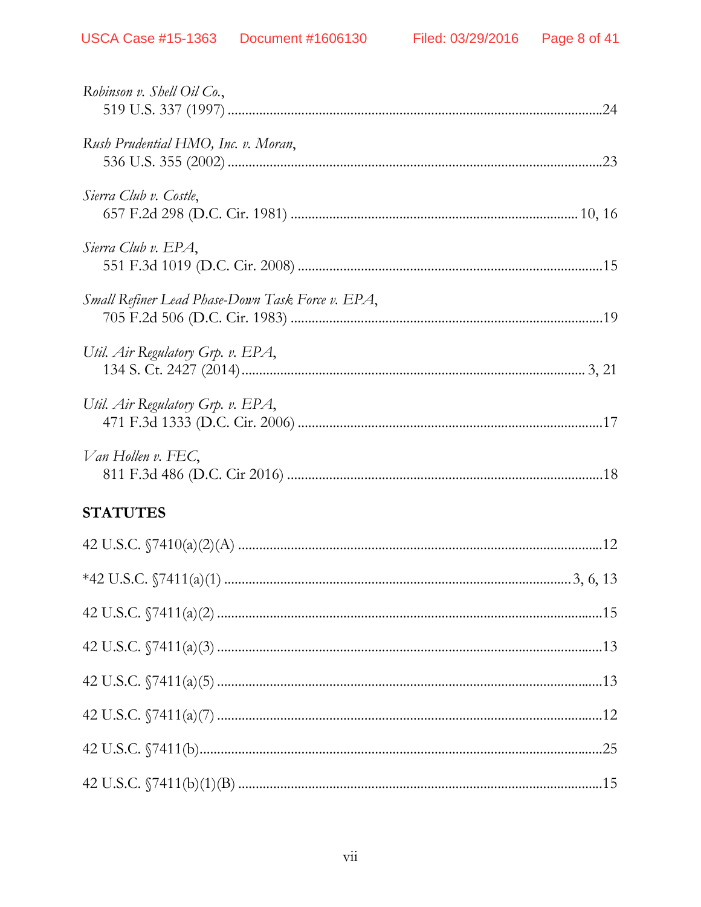*Robinson v. Shell Oil Co.*,
519 U.S. 337 (1997) ........................................................................................................24

*Rush Prudential HMO, Inc. v. Moran*,
536 U.S. 355 (2002) ........................................................................................................23

*Sierra Club v. Costle*,
657 F.2d 298 (D.C. Cir. 1981) ................................................................................ 10, 16

*Sierra Club v. EPA*,
551 F.3d 1019 (D.C. Cir. 2008) .....................................................................................15

*Small Refiner Lead Phase-Down Task Force v. EPA*,
705 F.2d 506 (D.C. Cir. 1983) .......................................................................................19

*Util. Air Regulatory Grp. v. EPA*,
134 S. Ct. 2427 (2014)................................................................................................ 3, 21

*Util. Air Regulatory Grp. v. EPA*,
471 F.3d 1333 (D.C. Cir. 2006) .....................................................................................17

*Van Hollen v. FEC*,
811 F.3d 486 (D.C. Cir 2016) ........................................................................................18

**STATUTES**

42 U.S.C. §7410(a)(2)(A) ......................................................................................................12

*42 U.S.C. §7411(a)(1) ................................................................................................3, 6, 13

42 U.S.C. §7411(a)(2) ............................................................................................................15

42 U.S.C. §7411(a)(3) ............................................................................................................13

42 U.S.C. §7411(a)(5) ............................................................................................................13

42 U.S.C. §7411(a)(7) ............................................................................................................12

42 U.S.C. §7411(b)..................................................................................................................25

42 U.S.C. §7411(b)(1)(B) .......................................................................................................15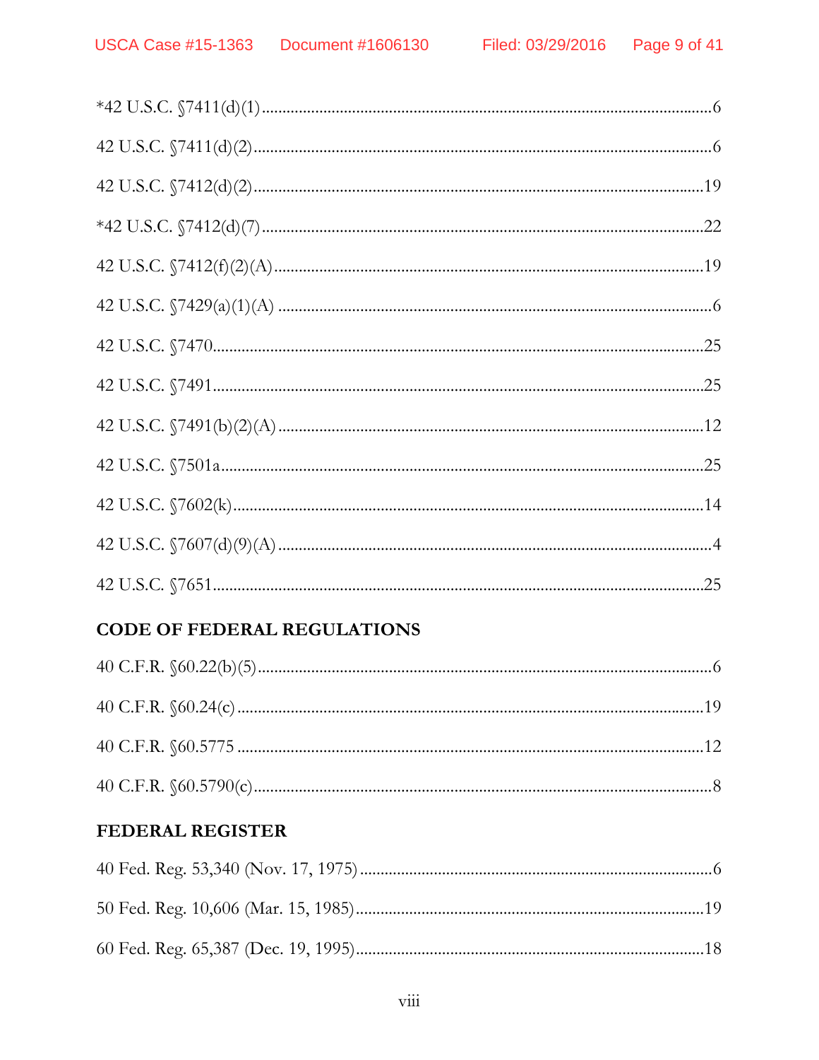*42 U.S.C. §7411(d)(1) .......................................................................................... 6

42 U.S.C. §7411(d)(2) .......................................................................................... 6

42 U.S.C. §7412(d)(2) .......................................................................................... 19

*42 U.S.C. §7412(d)(7) .......................................................................................... 22

42 U.S.C. §7412(f)(2)(A) .......................................................................................... 19

42 U.S.C. §7429(a)(1)(A) .......................................................................................... 6

42 U.S.C. §7470 .......................................................................................... 25

42 U.S.C. §7491 .......................................................................................... 25

42 U.S.C. §7491(b)(2)(A) .......................................................................................... 12

42 U.S.C. §7501a .......................................................................................... 25

42 U.S.C. §7602(k) .......................................................................................... 14

42 U.S.C. §7607(d)(9)(A) .......................................................................................... 4

42 U.S.C. §7651 .......................................................................................... 25

## CODE OF FEDERAL REGULATIONS

40 C.F.R. §60.22(b)(5) .......................................................................................... 6

40 C.F.R. §60.24(c) .......................................................................................... 19

40 C.F.R. §60.5775 .......................................................................................... 12

40 C.F.R. §60.5790(c) .......................................................................................... 8

## FEDERAL REGISTER

40 Fed. Reg. 53,340 (Nov. 17, 1975) .......................................................................................... 6

50 Fed. Reg. 10,606 (Mar. 15, 1985) .......................................................................................... 19

60 Fed. Reg. 65,387 (Dec. 19, 1995) .......................................................................................... 18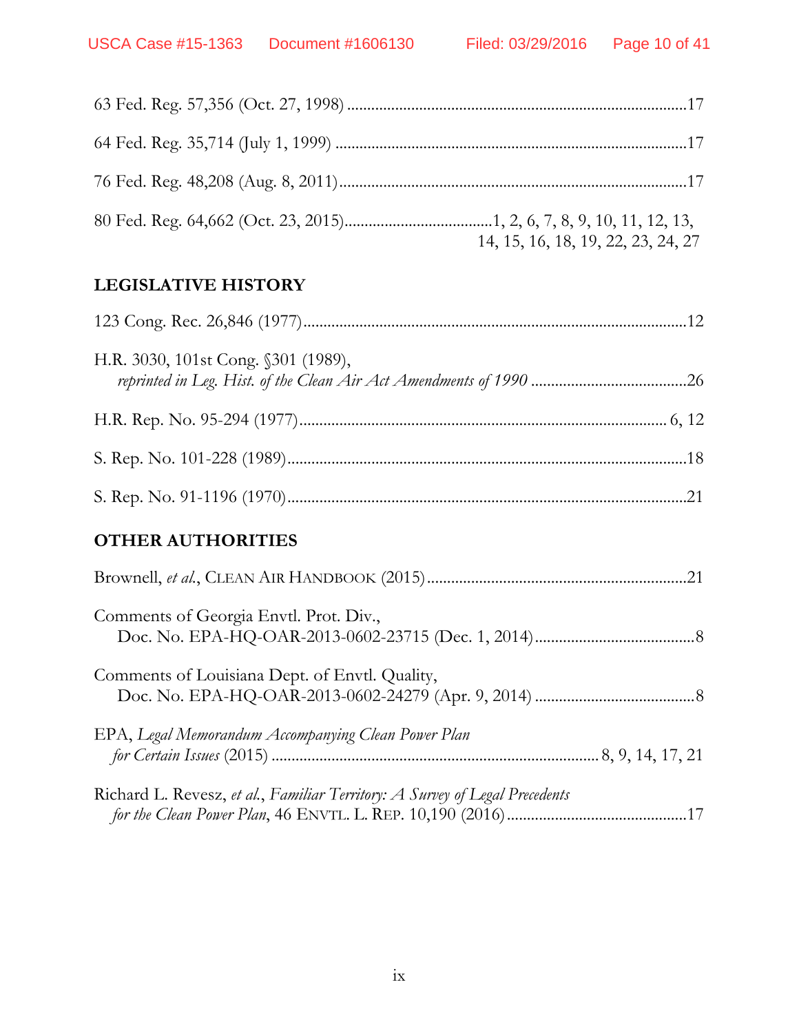63 Fed. Reg. 57,356 (Oct. 27, 1998) ....................................................................................17

64 Fed. Reg. 35,714 (July 1, 1999) ......................................................................................17

76 Fed. Reg. 48,208 (Aug. 8, 2011).....................................................................................17

80 Fed. Reg. 64,662 (Oct. 23, 2015)....................................1, 2, 6, 7, 8, 9, 10, 11, 12, 13, 14, 15, 16, 18, 19, 22, 23, 24, 27

## LEGISLATIVE HISTORY

123 Cong. Rec. 26,846 (1977)...............................................................................................12

H.R. 3030, 101st Cong. §301 (1989),
*reprinted in Leg. Hist. of the Clean Air Act Amendments of 1990* .......................................26

H.R. Rep. No. 95-294 (1977)........................................................................................... 6, 12

S. Rep. No. 101-228 (1989)...................................................................................................18

S. Rep. No. 91-1196 (1970)...................................................................................................21

## OTHER AUTHORITIES

Brownell, *et al.*, CLEAN AIR HANDBOOK (2015)................................................................21

Comments of Georgia Envtl. Prot. Div.,
Doc. No. EPA-HQ-OAR-2013-0602-23715 (Dec. 1, 2014)........................................8

Comments of Louisiana Dept. of Envtl. Quality,
Doc. No. EPA-HQ-OAR-2013-0602-24279 (Apr. 9, 2014) ........................................8

EPA, *Legal Memorandum Accompanying Clean Power Plan for Certain Issues* (2015) ................................................................................ 8, 9, 14, 17, 21

Richard L. Revesz, *et al.*, *Familiar Territory: A Survey of Legal Precedents for the Clean Power Plan*, 46 ENVTL. L. REP. 10,190 (2016).............................................17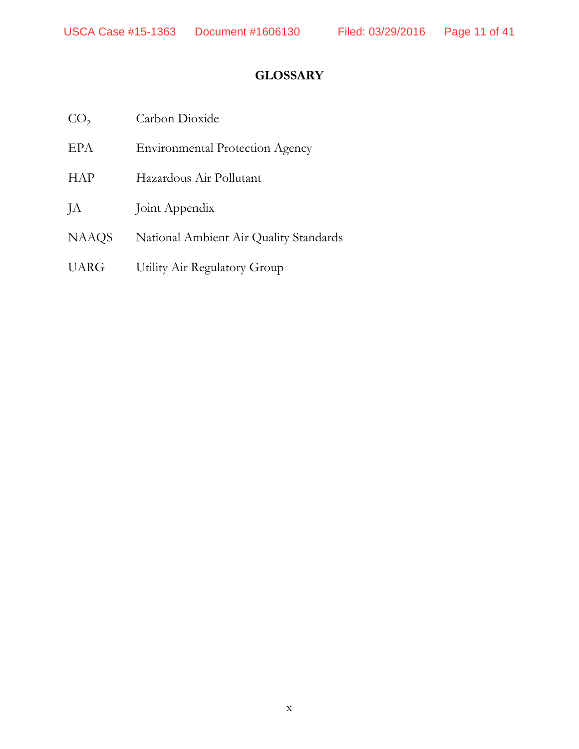## GLOSSARY

| | |
|---|---|
| $CO_2$ | Carbon Dioxide |
| EPA | Environmental Protection Agency |
| HAP | Hazardous Air Pollutant |
| JA | Joint Appendix |
| NAAQS | National Ambient Air Quality Standards |
| UARG | Utility Air Regulatory Group |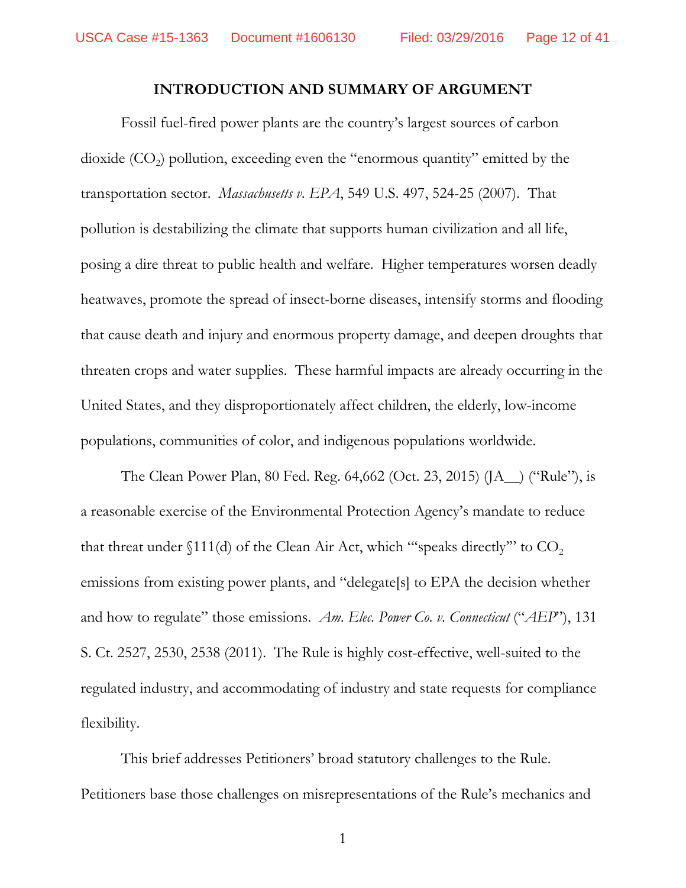## INTRODUCTION AND SUMMARY OF ARGUMENT

Fossil fuel-fired power plants are the country's largest sources of carbon dioxide ($CO_2$) pollution, exceeding even the "enormous quantity" emitted by the transportation sector. *Massachusetts v. EPA*, 549 U.S. 497, 524-25 (2007). That pollution is destabilizing the climate that supports human civilization and all life, posing a dire threat to public health and welfare. Higher temperatures worsen deadly heatwaves, promote the spread of insect-borne diseases, intensify storms and flooding that cause death and injury and enormous property damage, and deepen droughts that threaten crops and water supplies. These harmful impacts are already occurring in the United States, and they disproportionately affect children, the elderly, low-income populations, communities of color, and indigenous populations worldwide.

The Clean Power Plan, 80 Fed. Reg. 64,662 (Oct. 23, 2015) (JA__) ("Rule"), is a reasonable exercise of the Environmental Protection Agency's mandate to reduce that threat under §111(d) of the Clean Air Act, which "'speaks directly'" to $CO_2$ emissions from existing power plants, and "delegate[s] to EPA the decision whether and how to regulate" those emissions. *Am. Elec. Power Co. v. Connecticut* ("*AEP*"), 131 S. Ct. 2527, 2530, 2538 (2011). The Rule is highly cost-effective, well-suited to the regulated industry, and accommodating of industry and state requests for compliance flexibility.

This brief addresses Petitioners' broad statutory challenges to the Rule. Petitioners base those challenges on misrepresentations of the Rule's mechanics and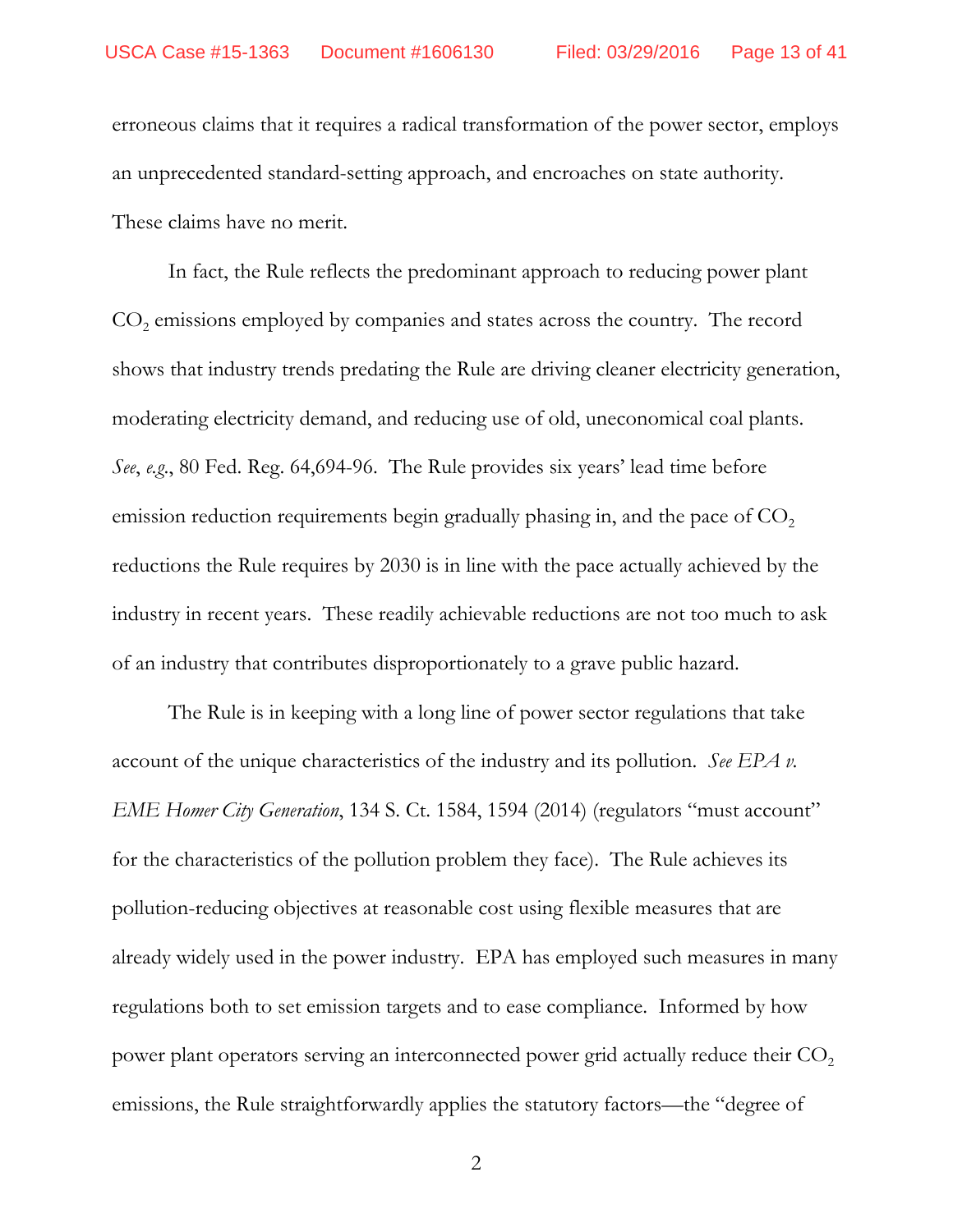erroneous claims that it requires a radical transformation of the power sector, employs an unprecedented standard-setting approach, and encroaches on state authority. These claims have no merit.

In fact, the Rule reflects the predominant approach to reducing power plant $CO_2$ emissions employed by companies and states across the country. The record shows that industry trends predating the Rule are driving cleaner electricity generation, moderating electricity demand, and reducing use of old, uneconomical coal plants. *See*, *e.g.*, 80 Fed. Reg. 64,694-96. The Rule provides six years' lead time before emission reduction requirements begin gradually phasing in, and the pace of $CO_2$ reductions the Rule requires by 2030 is in line with the pace actually achieved by the industry in recent years. These readily achievable reductions are not too much to ask of an industry that contributes disproportionately to a grave public hazard.

The Rule is in keeping with a long line of power sector regulations that take account of the unique characteristics of the industry and its pollution. *See EPA v. EME Homer City Generation*, 134 S. Ct. 1584, 1594 (2014) (regulators "must account" for the characteristics of the pollution problem they face). The Rule achieves its pollution-reducing objectives at reasonable cost using flexible measures that are already widely used in the power industry. EPA has employed such measures in many regulations both to set emission targets and to ease compliance. Informed by how power plant operators serving an interconnected power grid actually reduce their $CO_2$ emissions, the Rule straightforwardly applies the statutory factors—the "degree of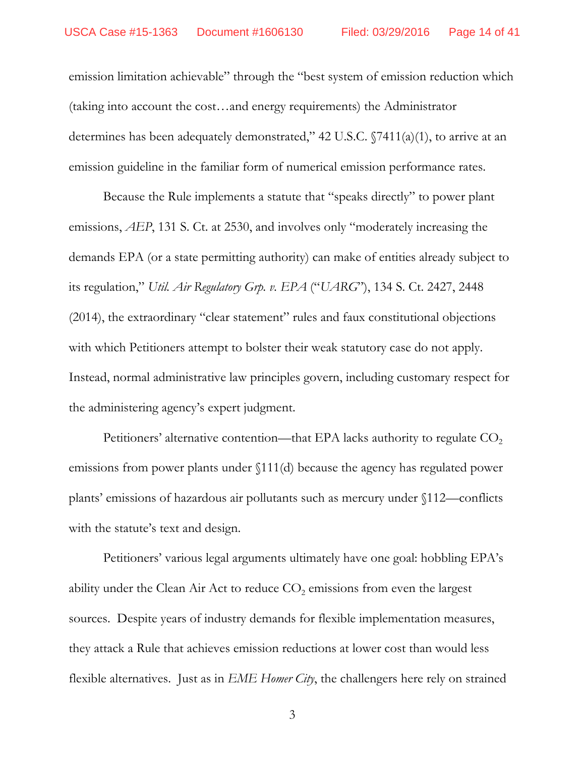emission limitation achievable" through the "best system of emission reduction which (taking into account the cost…and energy requirements) the Administrator determines has been adequately demonstrated," 42 U.S.C. §7411(a)(1), to arrive at an emission guideline in the familiar form of numerical emission performance rates.

Because the Rule implements a statute that "speaks directly" to power plant emissions, *AEP*, 131 S. Ct. at 2530, and involves only "moderately increasing the demands EPA (or a state permitting authority) can make of entities already subject to its regulation," *Util. Air Regulatory Grp. v. EPA* ("*UARG*"), 134 S. Ct. 2427, 2448 (2014), the extraordinary "clear statement" rules and faux constitutional objections with which Petitioners attempt to bolster their weak statutory case do not apply. Instead, normal administrative law principles govern, including customary respect for the administering agency's expert judgment.

Petitioners' alternative contention—that EPA lacks authority to regulate $CO_2$ emissions from power plants under §111(d) because the agency has regulated power plants' emissions of hazardous air pollutants such as mercury under §112—conflicts with the statute's text and design.

Petitioners' various legal arguments ultimately have one goal: hobbling EPA's ability under the Clean Air Act to reduce $CO_2$ emissions from even the largest sources. Despite years of industry demands for flexible implementation measures, they attack a Rule that achieves emission reductions at lower cost than would less flexible alternatives. Just as in *EME Homer City*, the challengers here rely on strained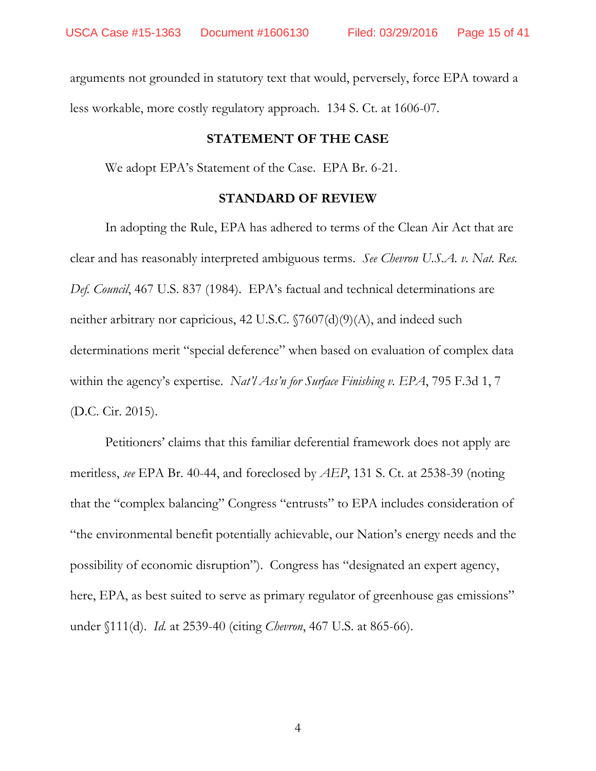arguments not grounded in statutory text that would, perversely, force EPA toward a less workable, more costly regulatory approach. 134 S. Ct. at 1606-07.

## STATEMENT OF THE CASE

We adopt EPA's Statement of the Case. EPA Br. 6-21.

## STANDARD OF REVIEW

In adopting the Rule, EPA has adhered to terms of the Clean Air Act that are clear and has reasonably interpreted ambiguous terms. *See Chevron U.S.A. v. Nat. Res. Def. Council*, 467 U.S. 837 (1984). EPA's factual and technical determinations are neither arbitrary nor capricious, 42 U.S.C. §7607(d)(9)(A), and indeed such determinations merit "special deference" when based on evaluation of complex data within the agency's expertise. *Nat'l Ass'n for Surface Finishing v. EPA*, 795 F.3d 1, 7 (D.C. Cir. 2015).

Petitioners' claims that this familiar deferential framework does not apply are meritless, *see* EPA Br. 40-44, and foreclosed by *AEP*, 131 S. Ct. at 2538-39 (noting that the "complex balancing" Congress "entrusts" to EPA includes consideration of "the environmental benefit potentially achievable, our Nation's energy needs and the possibility of economic disruption"). Congress has "designated an expert agency, here, EPA, as best suited to serve as primary regulator of greenhouse gas emissions" under §111(d). *Id.* at 2539-40 (citing *Chevron*, 467 U.S. at 865-66).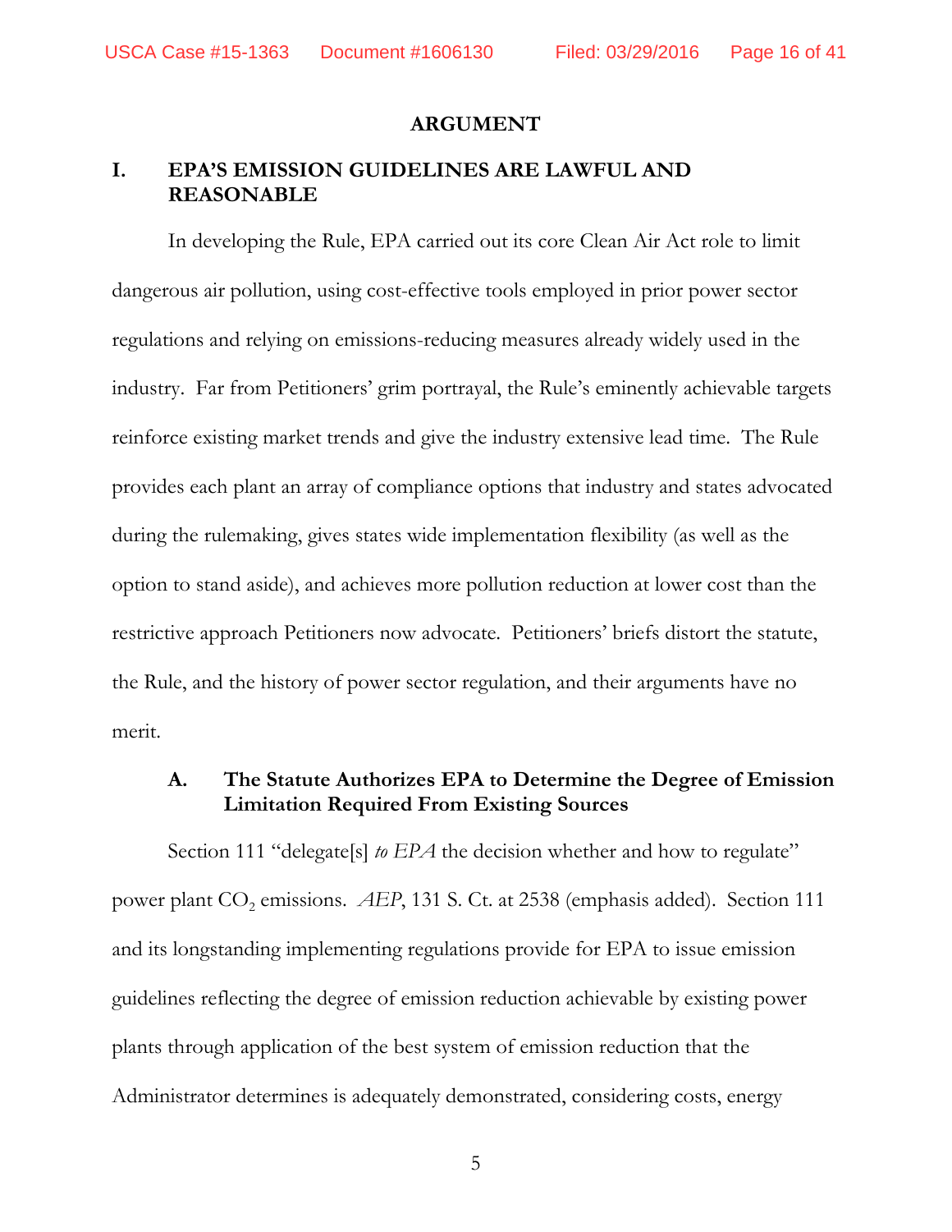## ARGUMENT

### I. EPA'S EMISSION GUIDELINES ARE LAWFUL AND REASONABLE

In developing the Rule, EPA carried out its core Clean Air Act role to limit dangerous air pollution, using cost-effective tools employed in prior power sector regulations and relying on emissions-reducing measures already widely used in the industry. Far from Petitioners' grim portrayal, the Rule's eminently achievable targets reinforce existing market trends and give the industry extensive lead time. The Rule provides each plant an array of compliance options that industry and states advocated during the rulemaking, gives states wide implementation flexibility (as well as the option to stand aside), and achieves more pollution reduction at lower cost than the restrictive approach Petitioners now advocate. Petitioners' briefs distort the statute, the Rule, and the history of power sector regulation, and their arguments have no merit.

#### A. The Statute Authorizes EPA to Determine the Degree of Emission Limitation Required From Existing Sources

Section 111 "delegate[s] *to EPA* the decision whether and how to regulate" power plant $CO_2$ emissions. *AEP*, 131 S. Ct. at 2538 (emphasis added). Section 111 and its longstanding implementing regulations provide for EPA to issue emission guidelines reflecting the degree of emission reduction achievable by existing power plants through application of the best system of emission reduction that the Administrator determines is adequately demonstrated, considering costs, energy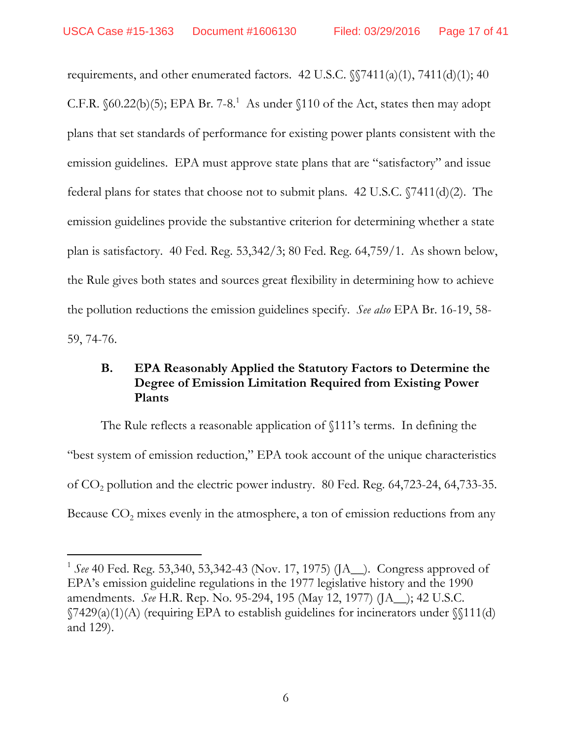requirements, and other enumerated factors. 42 U.S.C. §§7411(a)(1), 7411(d)(1); 40 C.F.R. §60.22(b)(5); EPA Br. 7-8.[1] As under §110 of the Act, states then may adopt plans that set standards of performance for existing power plants consistent with the emission guidelines. EPA must approve state plans that are "satisfactory" and issue federal plans for states that choose not to submit plans. 42 U.S.C. §7411(d)(2). The emission guidelines provide the substantive criterion for determining whether a state plan is satisfactory. 40 Fed. Reg. 53,342/3; 80 Fed. Reg. 64,759/1. As shown below, the Rule gives both states and sources great flexibility in determining how to achieve the pollution reductions the emission guidelines specify. *See also* EPA Br. 16-19, 58-59, 74-76.

### B. EPA Reasonably Applied the Statutory Factors to Determine the Degree of Emission Limitation Required from Existing Power Plants

The Rule reflects a reasonable application of §111's terms. In defining the "best system of emission reduction," EPA took account of the unique characteristics of $CO_2$ pollution and the electric power industry. 80 Fed. Reg. 64,723-24, 64,733-35. Because $CO_2$ mixes evenly in the atmosphere, a ton of emission reductions from any

---

[1] *See* 40 Fed. Reg. 53,340, 53,342-43 (Nov. 17, 1975) (JA__). Congress approved of EPA's emission guideline regulations in the 1977 legislative history and the 1990 amendments. *See* H.R. Rep. No. 95-294, 195 (May 12, 1977) (JA__); 42 U.S.C. §7429(a)(1)(A) (requiring EPA to establish guidelines for incinerators under §§111(d) and 129).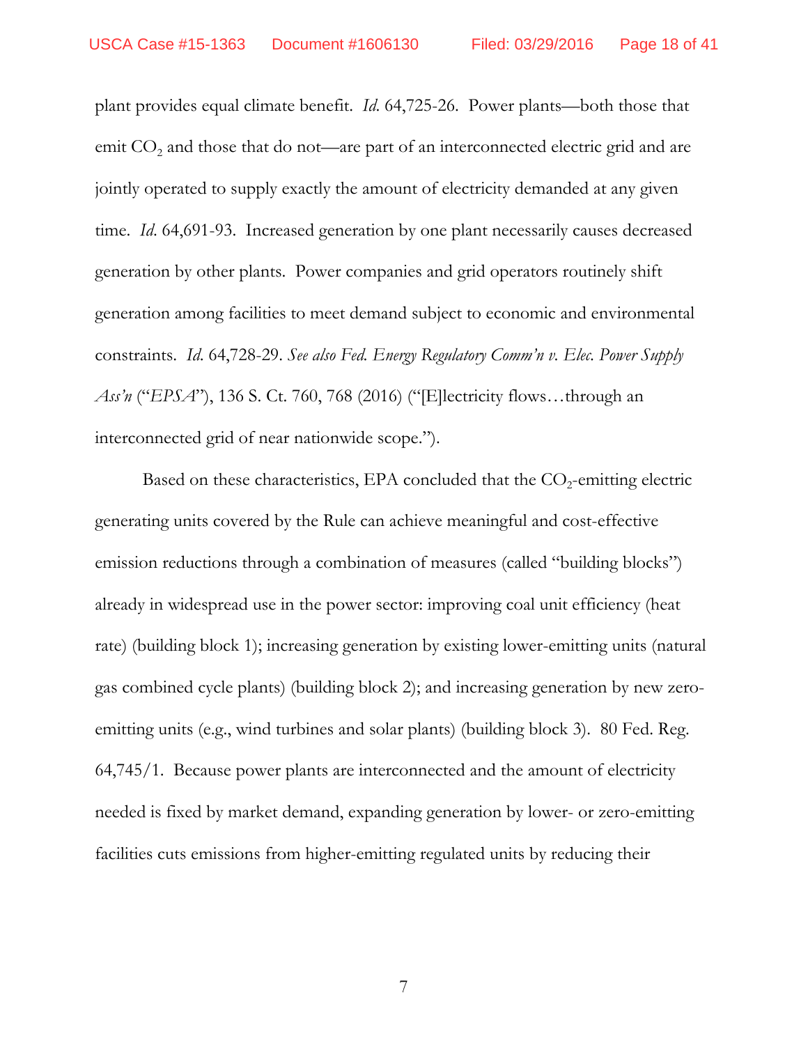plant provides equal climate benefit. *Id.* 64,725-26. Power plants—both those that emit $CO_2$ and those that do not—are part of an interconnected electric grid and are jointly operated to supply exactly the amount of electricity demanded at any given time. *Id.* 64,691-93. Increased generation by one plant necessarily causes decreased generation by other plants. Power companies and grid operators routinely shift generation among facilities to meet demand subject to economic and environmental constraints. *Id.* 64,728-29. *See also Fed. Energy Regulatory Comm'n v. Elec. Power Supply Ass'n* ("*EPSA*"), 136 S. Ct. 760, 768 (2016) ("[E]lectricity flows…through an interconnected grid of near nationwide scope.").

Based on these characteristics, EPA concluded that the $CO_2$-emitting electric generating units covered by the Rule can achieve meaningful and cost-effective emission reductions through a combination of measures (called "building blocks") already in widespread use in the power sector: improving coal unit efficiency (heat rate) (building block 1); increasing generation by existing lower-emitting units (natural gas combined cycle plants) (building block 2); and increasing generation by new zero-emitting units (e.g., wind turbines and solar plants) (building block 3). 80 Fed. Reg. 64,745/1. Because power plants are interconnected and the amount of electricity needed is fixed by market demand, expanding generation by lower- or zero-emitting facilities cuts emissions from higher-emitting regulated units by reducing their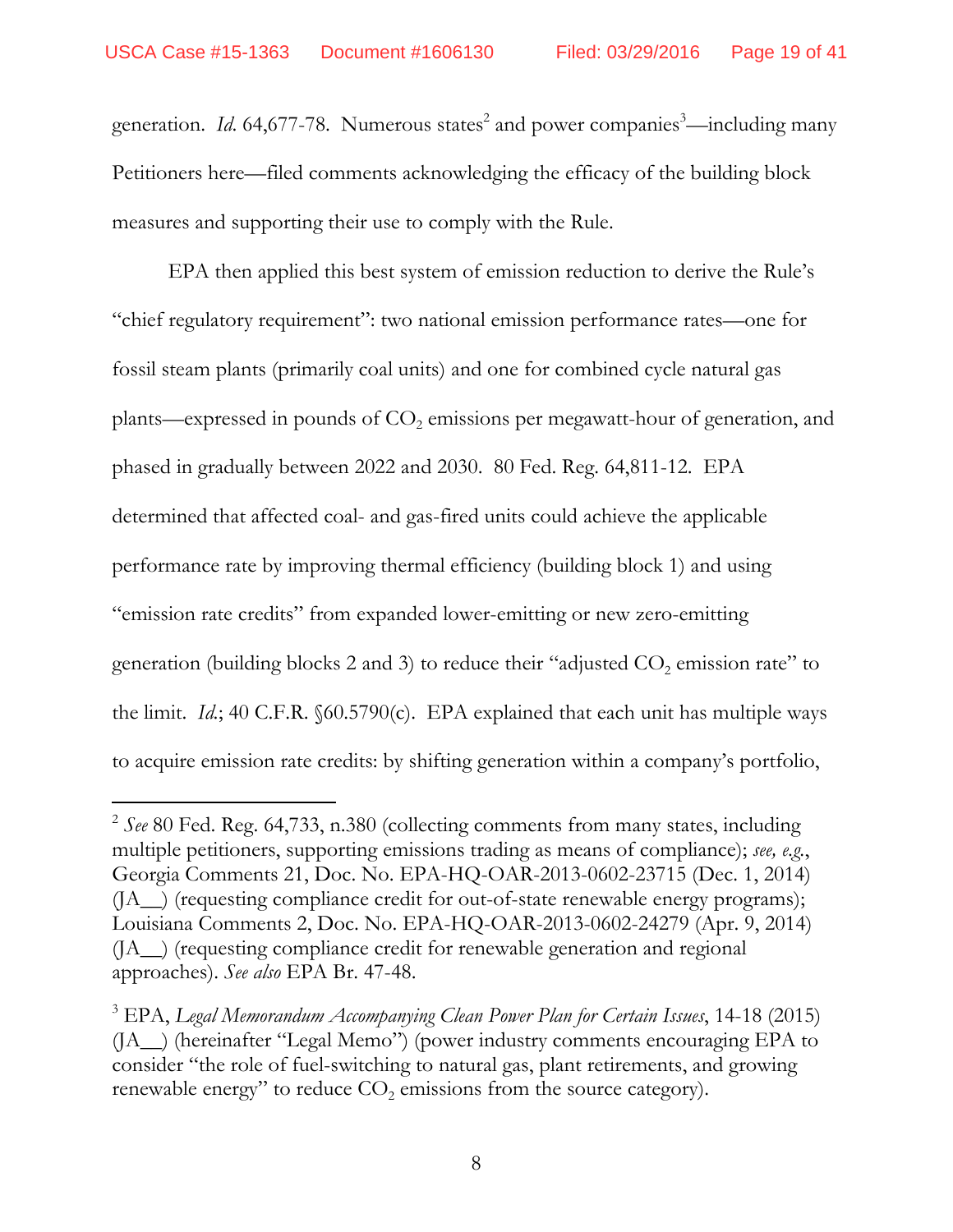generation. *Id.* 64,677-78. Numerous states[2] and power companies[3]—including many Petitioners here—filed comments acknowledging the efficacy of the building block measures and supporting their use to comply with the Rule.

EPA then applied this best system of emission reduction to derive the Rule's "chief regulatory requirement": two national emission performance rates—one for fossil steam plants (primarily coal units) and one for combined cycle natural gas plants—expressed in pounds of $CO_2$ emissions per megawatt-hour of generation, and phased in gradually between 2022 and 2030. 80 Fed. Reg. 64,811-12. EPA determined that affected coal- and gas-fired units could achieve the applicable performance rate by improving thermal efficiency (building block 1) and using "emission rate credits" from expanded lower-emitting or new zero-emitting generation (building blocks 2 and 3) to reduce their "adjusted $CO_2$ emission rate" to the limit. *Id.*; 40 C.F.R. §60.5790(c). EPA explained that each unit has multiple ways to acquire emission rate credits: by shifting generation within a company's portfolio,

---

[2] *See* 80 Fed. Reg. 64,733, n.380 (collecting comments from many states, including multiple petitioners, supporting emissions trading as means of compliance); *see, e.g.*, Georgia Comments 21, Doc. No. EPA-HQ-OAR-2013-0602-23715 (Dec. 1, 2014) (JA__) (requesting compliance credit for out-of-state renewable energy programs); Louisiana Comments 2, Doc. No. EPA-HQ-OAR-2013-0602-24279 (Apr. 9, 2014) (JA__) (requesting compliance credit for renewable generation and regional approaches). *See also* EPA Br. 47-48.

[3] EPA, *Legal Memorandum Accompanying Clean Power Plan for Certain Issues*, 14-18 (2015) (JA__) (hereinafter "Legal Memo") (power industry comments encouraging EPA to consider "the role of fuel-switching to natural gas, plant retirements, and growing renewable energy" to reduce $CO_2$ emissions from the source category).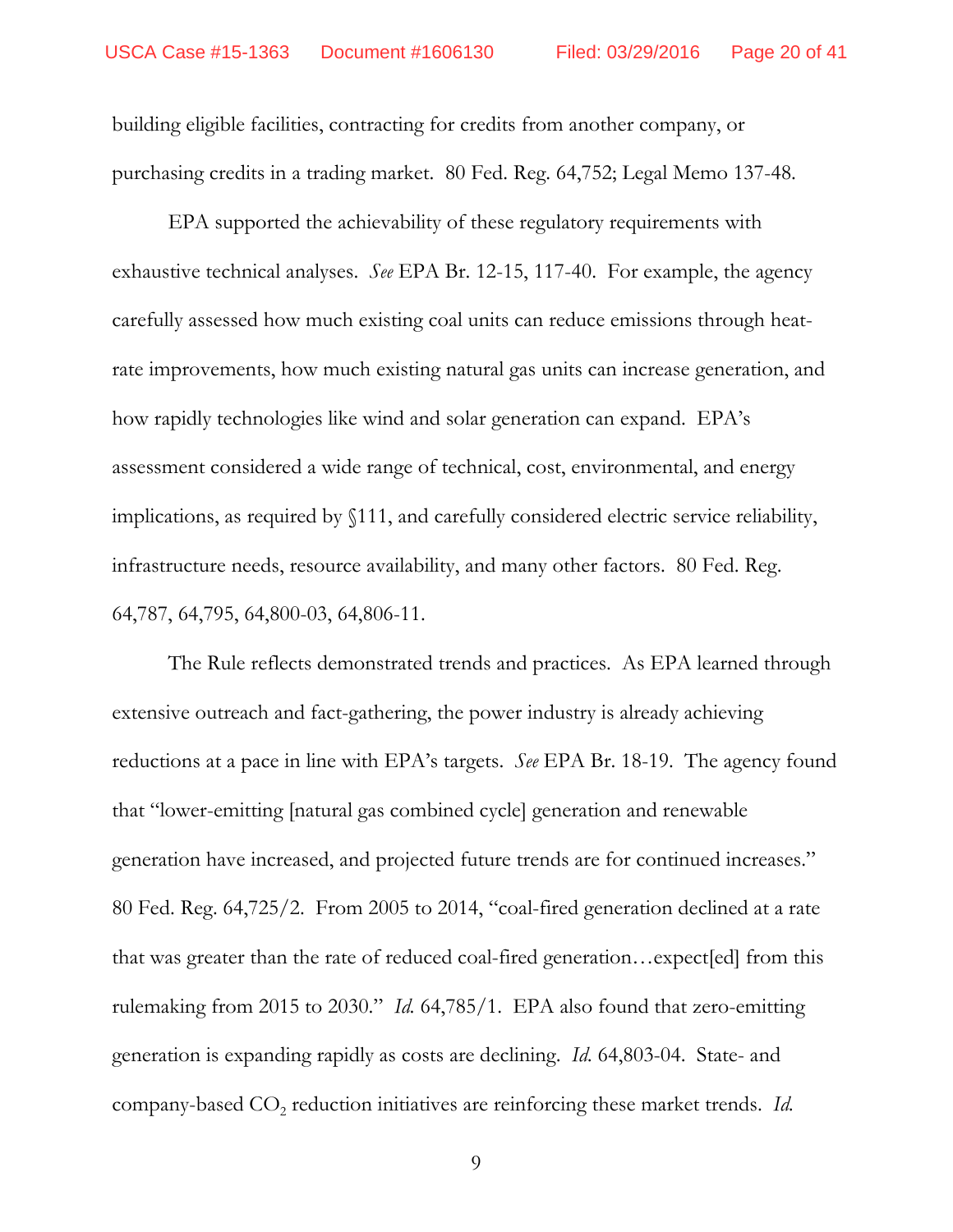building eligible facilities, contracting for credits from another company, or purchasing credits in a trading market. 80 Fed. Reg. 64,752; Legal Memo 137-48.

EPA supported the achievability of these regulatory requirements with exhaustive technical analyses. *See* EPA Br. 12-15, 117-40. For example, the agency carefully assessed how much existing coal units can reduce emissions through heat-rate improvements, how much existing natural gas units can increase generation, and how rapidly technologies like wind and solar generation can expand. EPA's assessment considered a wide range of technical, cost, environmental, and energy implications, as required by §111, and carefully considered electric service reliability, infrastructure needs, resource availability, and many other factors. 80 Fed. Reg. 64,787, 64,795, 64,800-03, 64,806-11.

The Rule reflects demonstrated trends and practices. As EPA learned through extensive outreach and fact-gathering, the power industry is already achieving reductions at a pace in line with EPA's targets. *See* EPA Br. 18-19. The agency found that "lower-emitting [natural gas combined cycle] generation and renewable generation have increased, and projected future trends are for continued increases." 80 Fed. Reg. 64,725/2. From 2005 to 2014, "coal-fired generation declined at a rate that was greater than the rate of reduced coal-fired generation…expect[ed] from this rulemaking from 2015 to 2030." *Id.* 64,785/1. EPA also found that zero-emitting generation is expanding rapidly as costs are declining. *Id.* 64,803-04. State- and company-based $CO_2$ reduction initiatives are reinforcing these market trends. *Id.*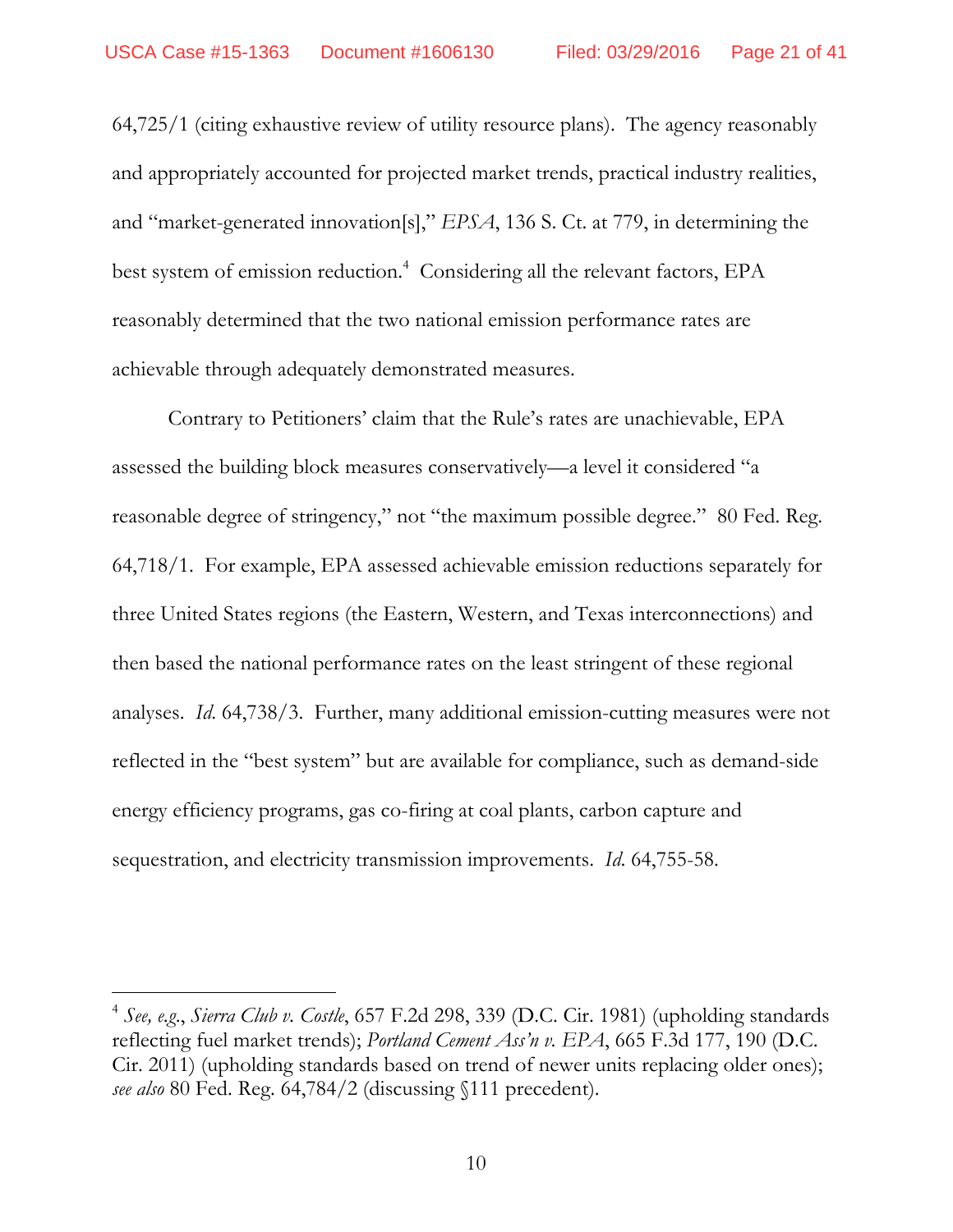64,725/1 (citing exhaustive review of utility resource plans). The agency reasonably and appropriately accounted for projected market trends, practical industry realities, and "market-generated innovation[s]," *EPSA*, 136 S. Ct. at 779, in determining the best system of emission reduction.[4] Considering all the relevant factors, EPA reasonably determined that the two national emission performance rates are achievable through adequately demonstrated measures.

Contrary to Petitioners' claim that the Rule's rates are unachievable, EPA assessed the building block measures conservatively—a level it considered "a reasonable degree of stringency," not "the maximum possible degree." 80 Fed. Reg. 64,718/1. For example, EPA assessed achievable emission reductions separately for three United States regions (the Eastern, Western, and Texas interconnections) and then based the national performance rates on the least stringent of these regional analyses. *Id*. 64,738/3. Further, many additional emission-cutting measures were not reflected in the "best system" but are available for compliance, such as demand-side energy efficiency programs, gas co-firing at coal plants, carbon capture and sequestration, and electricity transmission improvements. *Id*. 64,755-58.

---

[4] *See, e.g.*, *Sierra Club v. Costle*, 657 F.2d 298, 339 (D.C. Cir. 1981) (upholding standards reflecting fuel market trends); *Portland Cement Ass'n v. EPA*, 665 F.3d 177, 190 (D.C. Cir. 2011) (upholding standards based on trend of newer units replacing older ones); *see also* 80 Fed. Reg. 64,784/2 (discussing §111 precedent).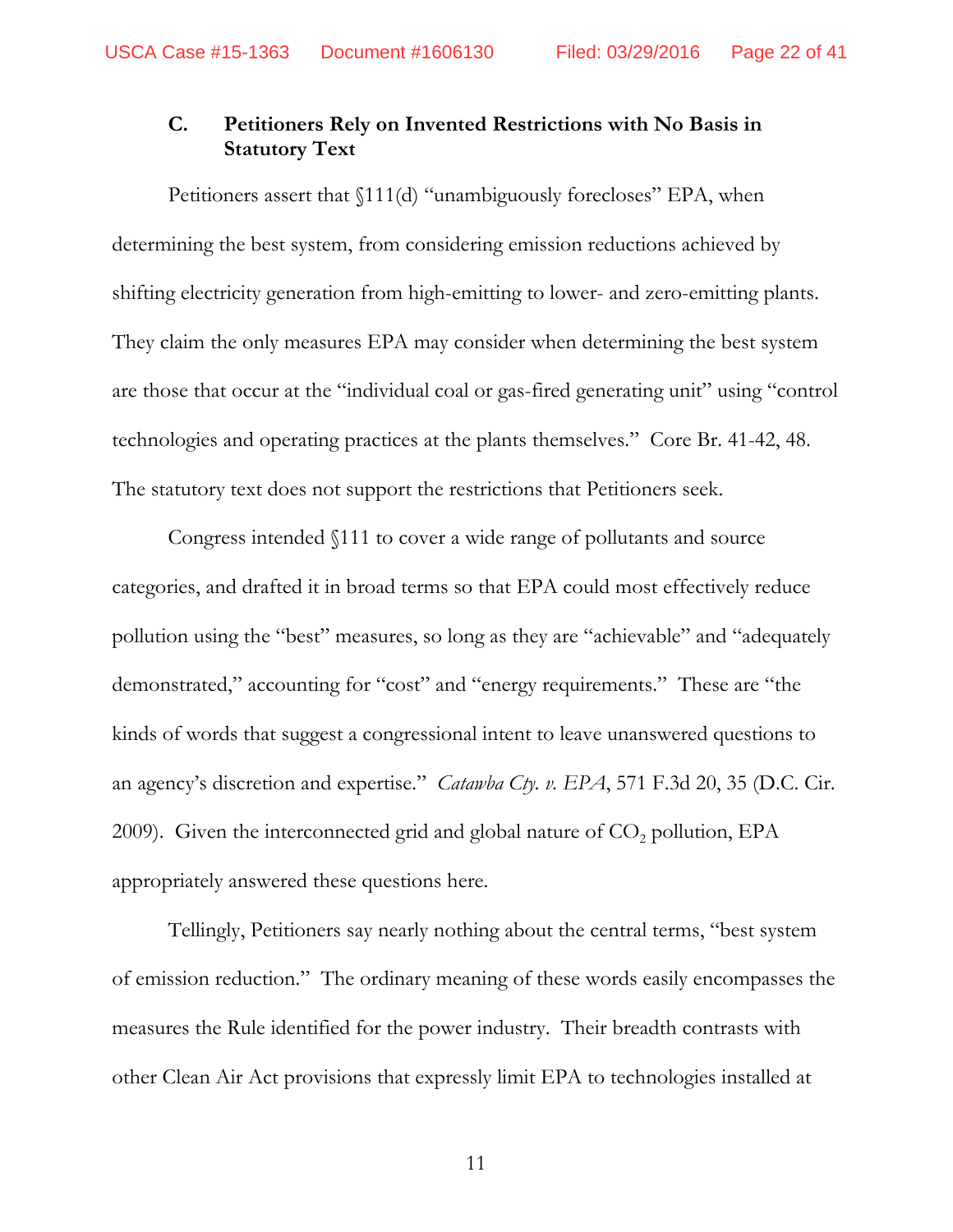### C. Petitioners Rely on Invented Restrictions with No Basis in Statutory Text

Petitioners assert that §111(d) "unambiguously forecloses" EPA, when determining the best system, from considering emission reductions achieved by shifting electricity generation from high-emitting to lower- and zero-emitting plants. They claim the only measures EPA may consider when determining the best system are those that occur at the "individual coal or gas-fired generating unit" using "control technologies and operating practices at the plants themselves." Core Br. 41-42, 48. The statutory text does not support the restrictions that Petitioners seek.

Congress intended §111 to cover a wide range of pollutants and source categories, and drafted it in broad terms so that EPA could most effectively reduce pollution using the "best" measures, so long as they are "achievable" and "adequately demonstrated," accounting for "cost" and "energy requirements." These are "the kinds of words that suggest a congressional intent to leave unanswered questions to an agency's discretion and expertise." *Catawba Cty. v. EPA*, 571 F.3d 20, 35 (D.C. Cir. 2009). Given the interconnected grid and global nature of $CO_2$ pollution, EPA appropriately answered these questions here.

Tellingly, Petitioners say nearly nothing about the central terms, "best system of emission reduction." The ordinary meaning of these words easily encompasses the measures the Rule identified for the power industry. Their breadth contrasts with other Clean Air Act provisions that expressly limit EPA to technologies installed at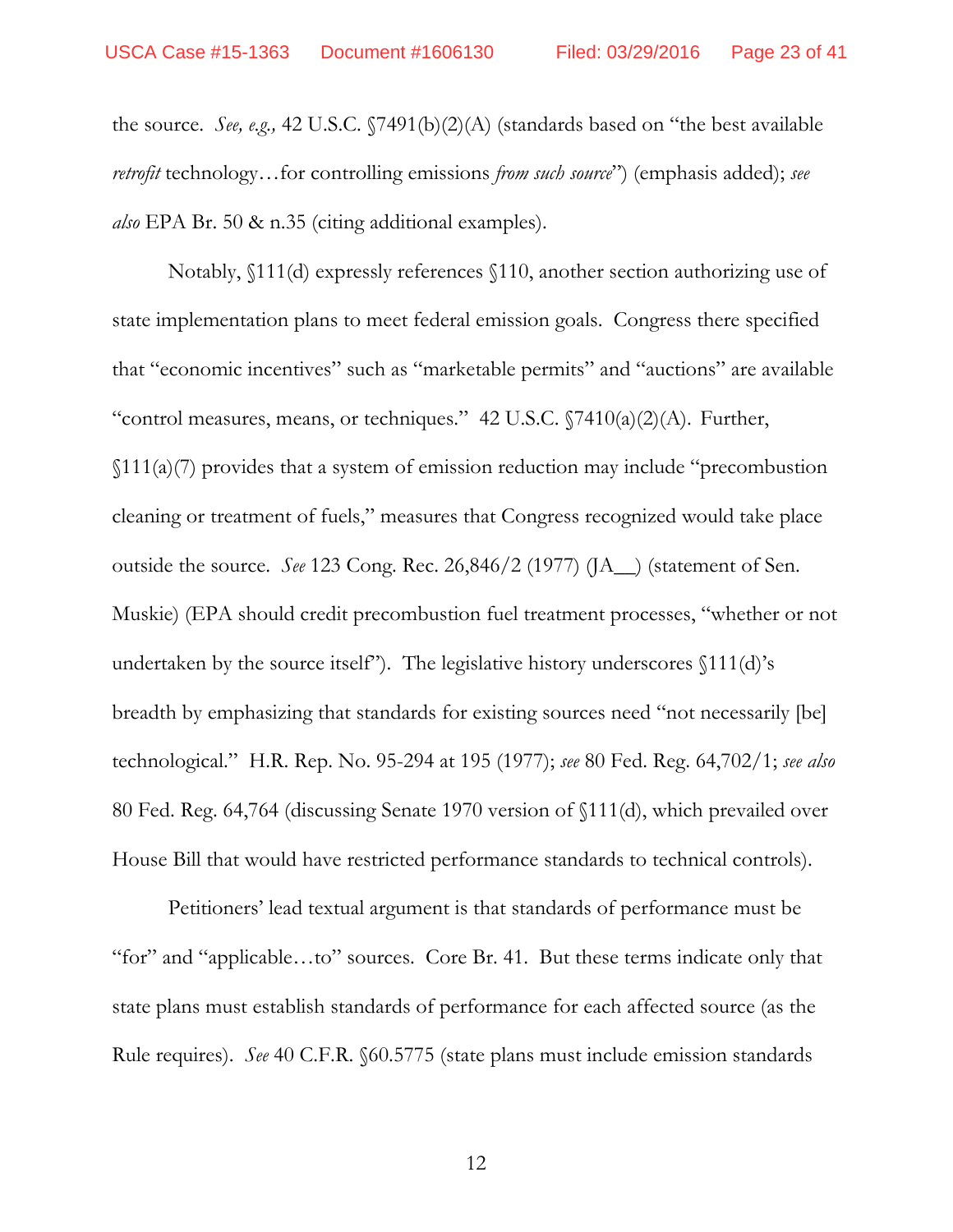the source. *See, e.g.,* 42 U.S.C. §7491(b)(2)(A) (standards based on "the best available *retrofit* technology…for controlling emissions *from such source*") (emphasis added); *see also* EPA Br. 50 & n.35 (citing additional examples).

Notably, §111(d) expressly references §110, another section authorizing use of state implementation plans to meet federal emission goals. Congress there specified that "economic incentives" such as "marketable permits" and "auctions" are available "control measures, means, or techniques." 42 U.S.C. §7410(a)(2)(A). Further, §111(a)(7) provides that a system of emission reduction may include "precombustion cleaning or treatment of fuels," measures that Congress recognized would take place outside the source. *See* 123 Cong. Rec. 26,846/2 (1977) (JA__) (statement of Sen. Muskie) (EPA should credit precombustion fuel treatment processes, "whether or not undertaken by the source itself"). The legislative history underscores §111(d)'s breadth by emphasizing that standards for existing sources need "not necessarily [be] technological." H.R. Rep. No. 95-294 at 195 (1977); *see* 80 Fed. Reg. 64,702/1; *see also* 80 Fed. Reg. 64,764 (discussing Senate 1970 version of §111(d), which prevailed over House Bill that would have restricted performance standards to technical controls).

Petitioners' lead textual argument is that standards of performance must be "for" and "applicable…to" sources. Core Br. 41. But these terms indicate only that state plans must establish standards of performance for each affected source (as the Rule requires). *See* 40 C.F.R. §60.5775 (state plans must include emission standards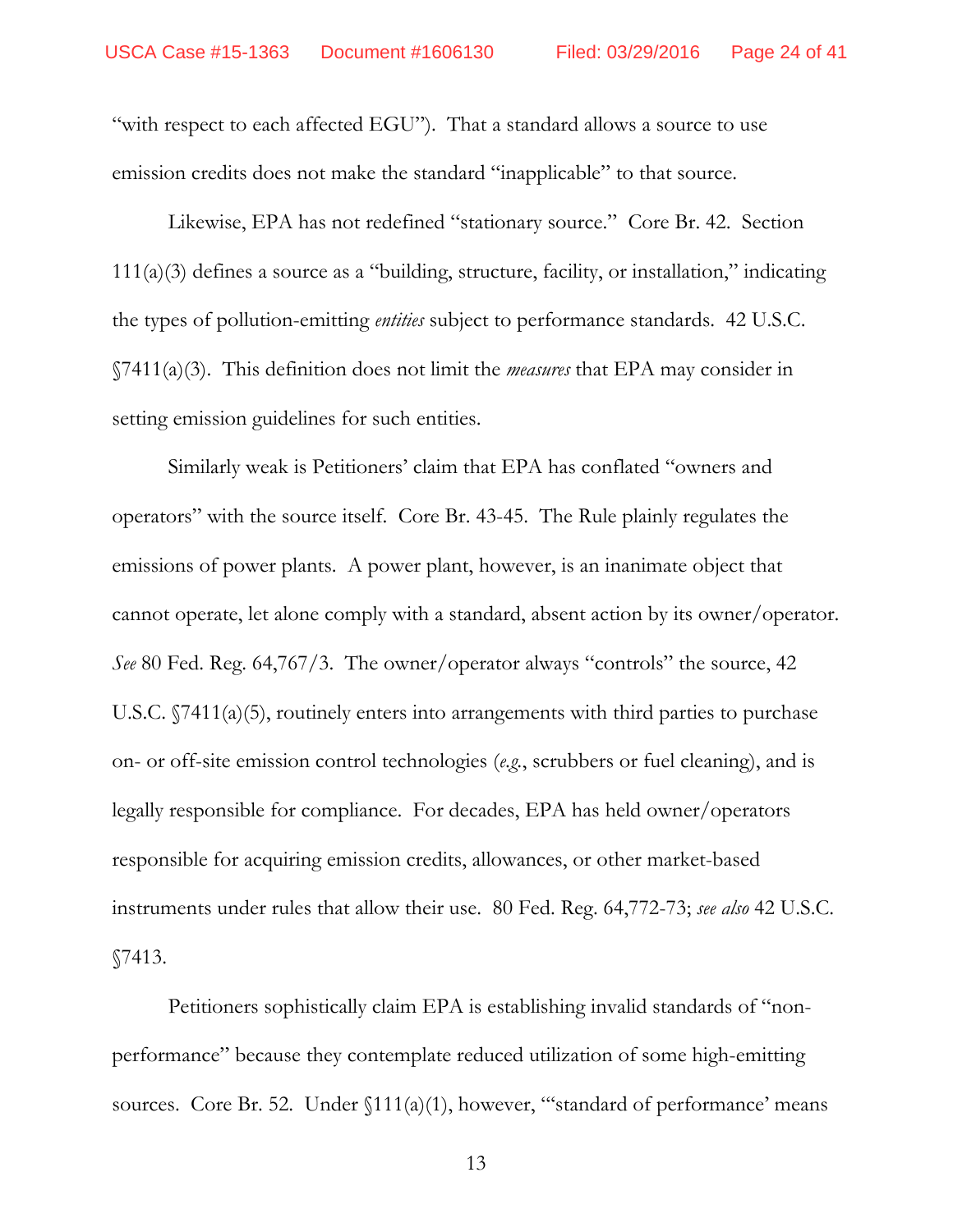"with respect to each affected EGU"). That a standard allows a source to use emission credits does not make the standard "inapplicable" to that source.

Likewise, EPA has not redefined "stationary source." Core Br. 42. Section 111(a)(3) defines a source as a "building, structure, facility, or installation," indicating the types of pollution-emitting *entities* subject to performance standards. 42 U.S.C. §7411(a)(3). This definition does not limit the *measures* that EPA may consider in setting emission guidelines for such entities.

Similarly weak is Petitioners' claim that EPA has conflated "owners and operators" with the source itself. Core Br. 43-45. The Rule plainly regulates the emissions of power plants. A power plant, however, is an inanimate object that cannot operate, let alone comply with a standard, absent action by its owner/operator. *See* 80 Fed. Reg. 64,767/3. The owner/operator always "controls" the source, 42 U.S.C. §7411(a)(5), routinely enters into arrangements with third parties to purchase on- or off-site emission control technologies (*e.g.*, scrubbers or fuel cleaning), and is legally responsible for compliance. For decades, EPA has held owner/operators responsible for acquiring emission credits, allowances, or other market-based instruments under rules that allow their use. 80 Fed. Reg. 64,772-73; *see also* 42 U.S.C. §7413.

Petitioners sophistically claim EPA is establishing invalid standards of "non-performance" because they contemplate reduced utilization of some high-emitting sources. Core Br. 52. Under §111(a)(1), however, "'standard of performance' means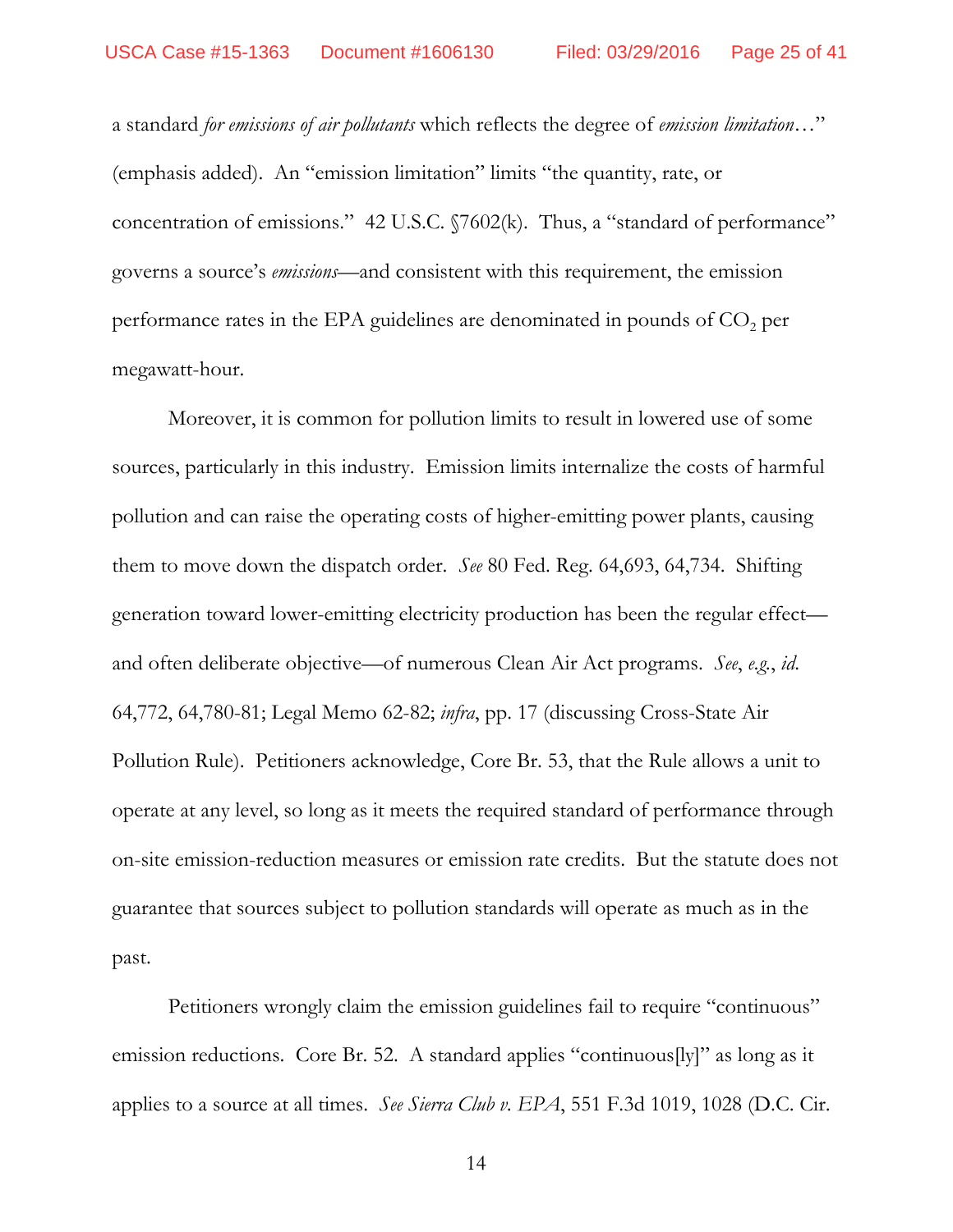a standard *for emissions of air pollutants* which reflects the degree of *emission limitation*…" (emphasis added). An "emission limitation" limits "the quantity, rate, or concentration of emissions." 42 U.S.C. §7602(k). Thus, a "standard of performance" governs a source's *emissions*—and consistent with this requirement, the emission performance rates in the EPA guidelines are denominated in pounds of $CO_2$ per megawatt-hour.

Moreover, it is common for pollution limits to result in lowered use of some sources, particularly in this industry. Emission limits internalize the costs of harmful pollution and can raise the operating costs of higher-emitting power plants, causing them to move down the dispatch order. *See* 80 Fed. Reg. 64,693, 64,734. Shifting generation toward lower-emitting electricity production has been the regular effect—and often deliberate objective—of numerous Clean Air Act programs. *See*, *e.g.*, *id.* 64,772, 64,780-81; Legal Memo 62-82; *infra*, pp. 17 (discussing Cross-State Air Pollution Rule). Petitioners acknowledge, Core Br. 53, that the Rule allows a unit to operate at any level, so long as it meets the required standard of performance through on-site emission-reduction measures or emission rate credits. But the statute does not guarantee that sources subject to pollution standards will operate as much as in the past.

Petitioners wrongly claim the emission guidelines fail to require "continuous" emission reductions. Core Br. 52. A standard applies "continuous[ly]" as long as it applies to a source at all times. *See Sierra Club v. EPA*, 551 F.3d 1019, 1028 (D.C. Cir.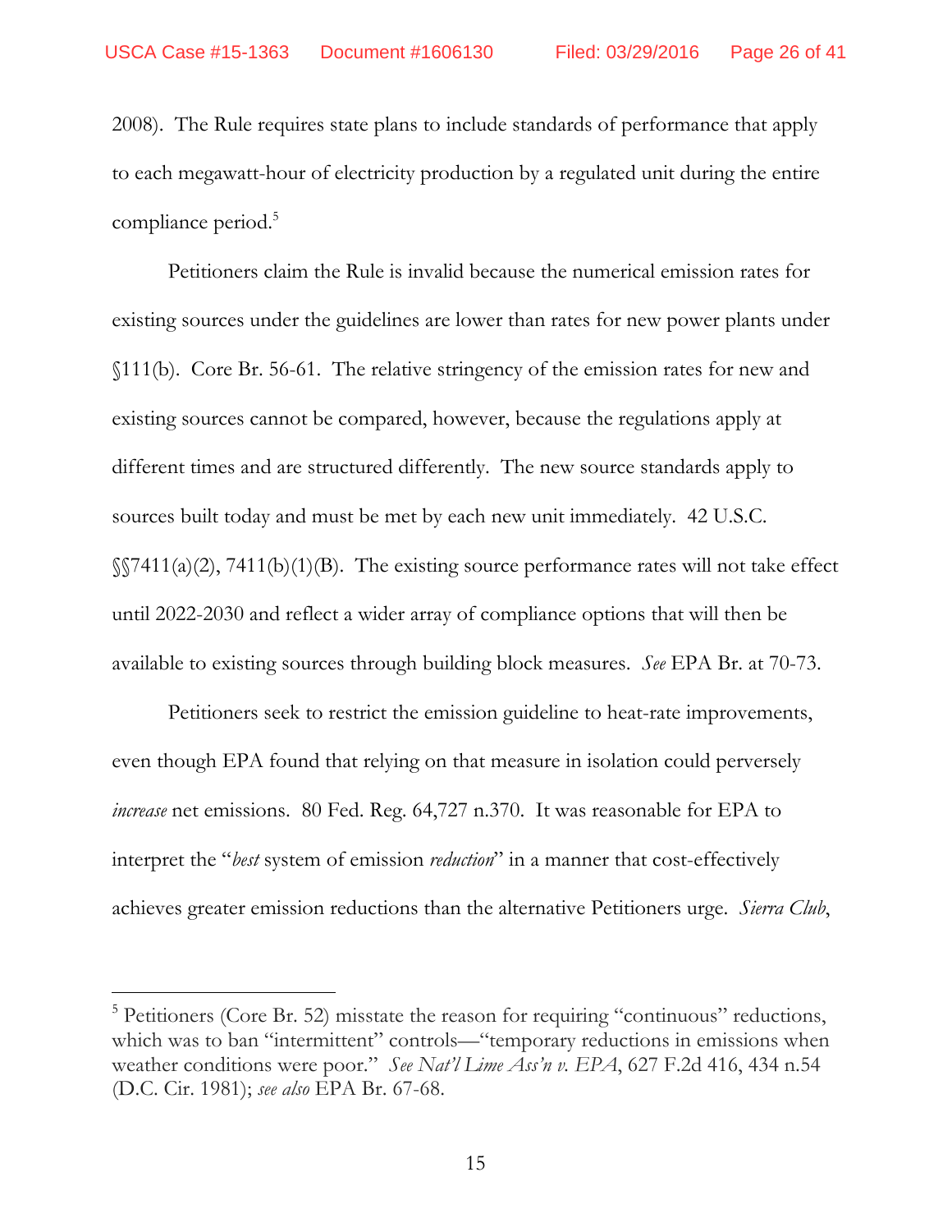2008). The Rule requires state plans to include standards of performance that apply to each megawatt-hour of electricity production by a regulated unit during the entire compliance period.[5]

Petitioners claim the Rule is invalid because the numerical emission rates for existing sources under the guidelines are lower than rates for new power plants under §111(b). Core Br. 56-61. The relative stringency of the emission rates for new and existing sources cannot be compared, however, because the regulations apply at different times and are structured differently. The new source standards apply to sources built today and must be met by each new unit immediately. 42 U.S.C. §§7411(a)(2), 7411(b)(1)(B). The existing source performance rates will not take effect until 2022-2030 and reflect a wider array of compliance options that will then be available to existing sources through building block measures. *See* EPA Br. at 70-73.

Petitioners seek to restrict the emission guideline to heat-rate improvements, even though EPA found that relying on that measure in isolation could perversely *increase* net emissions. 80 Fed. Reg. 64,727 n.370. It was reasonable for EPA to interpret the "*best* system of emission *reduction*" in a manner that cost-effectively achieves greater emission reductions than the alternative Petitioners urge. *Sierra Club*,

[5] Petitioners (Core Br. 52) misstate the reason for requiring "continuous" reductions, which was to ban "intermittent" controls—"temporary reductions in emissions when weather conditions were poor." *See Nat'l Lime Ass'n v. EPA*, 627 F.2d 416, 434 n.54 (D.C. Cir. 1981); *see also* EPA Br. 67-68.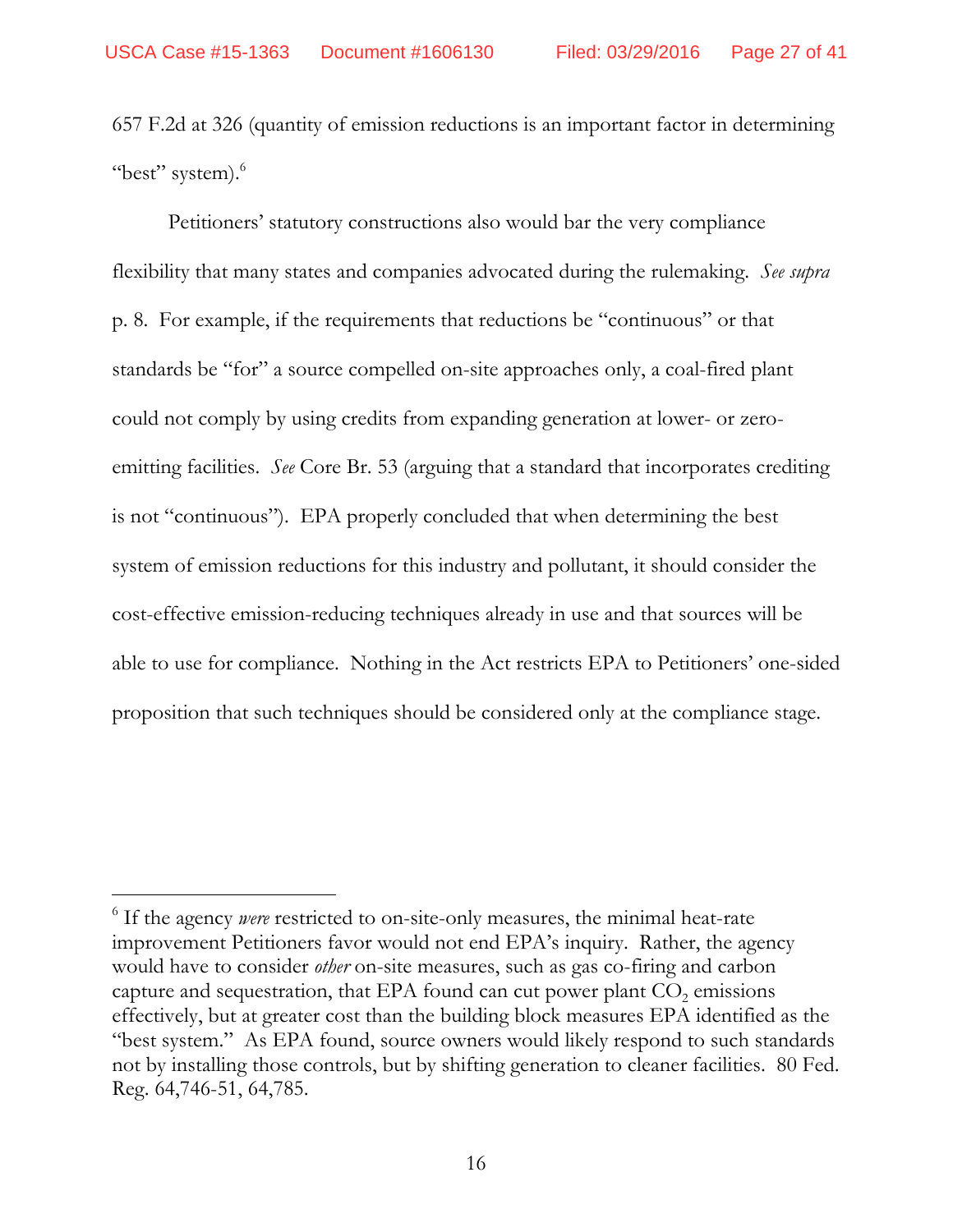657 F.2d at 326 (quantity of emission reductions is an important factor in determining "best" system).[6]

Petitioners' statutory constructions also would bar the very compliance flexibility that many states and companies advocated during the rulemaking. *See supra* p. 8. For example, if the requirements that reductions be "continuous" or that standards be "for" a source compelled on-site approaches only, a coal-fired plant could not comply by using credits from expanding generation at lower- or zero-emitting facilities. *See* Core Br. 53 (arguing that a standard that incorporates crediting is not "continuous"). EPA properly concluded that when determining the best system of emission reductions for this industry and pollutant, it should consider the cost-effective emission-reducing techniques already in use and that sources will be able to use for compliance. Nothing in the Act restricts EPA to Petitioners' one-sided proposition that such techniques should be considered only at the compliance stage.

---

[6] If the agency *were* restricted to on-site-only measures, the minimal heat-rate improvement Petitioners favor would not end EPA's inquiry. Rather, the agency would have to consider *other* on-site measures, such as gas co-firing and carbon capture and sequestration, that EPA found can cut power plant $CO_2$ emissions effectively, but at greater cost than the building block measures EPA identified as the "best system." As EPA found, source owners would likely respond to such standards not by installing those controls, but by shifting generation to cleaner facilities. 80 Fed. Reg. 64,746-51, 64,785.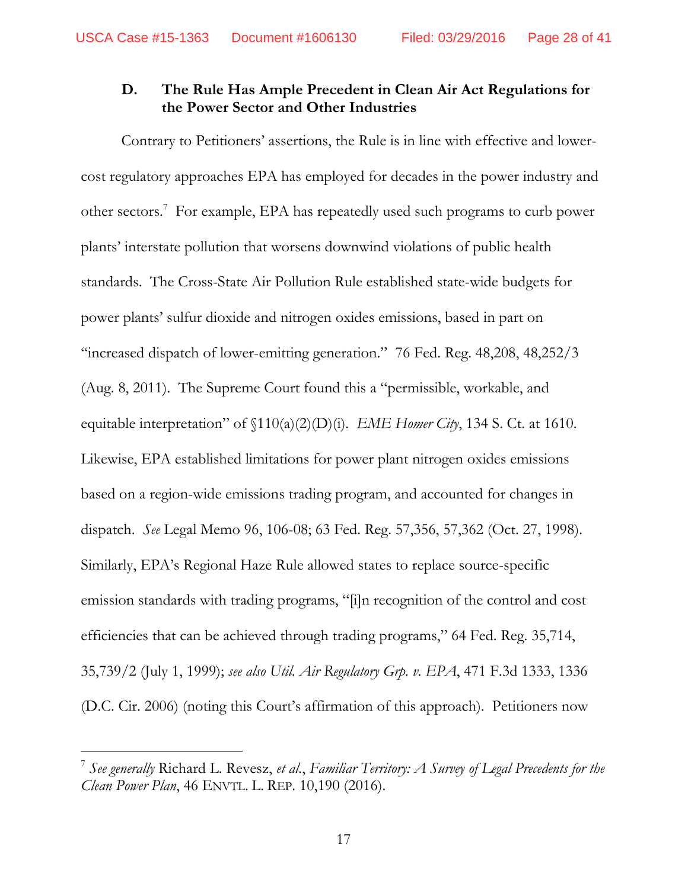### D. The Rule Has Ample Precedent in Clean Air Act Regulations for the Power Sector and Other Industries

Contrary to Petitioners' assertions, the Rule is in line with effective and lower-cost regulatory approaches EPA has employed for decades in the power industry and other sectors.[7] For example, EPA has repeatedly used such programs to curb power plants' interstate pollution that worsens downwind violations of public health standards. The Cross-State Air Pollution Rule established state-wide budgets for power plants' sulfur dioxide and nitrogen oxides emissions, based in part on "increased dispatch of lower-emitting generation." 76 Fed. Reg. 48,208, 48,252/3 (Aug. 8, 2011). The Supreme Court found this a "permissible, workable, and equitable interpretation" of §110(a)(2)(D)(i). *EME Homer City*, 134 S. Ct. at 1610. Likewise, EPA established limitations for power plant nitrogen oxides emissions based on a region-wide emissions trading program, and accounted for changes in dispatch. *See* Legal Memo 96, 106-08; 63 Fed. Reg. 57,356, 57,362 (Oct. 27, 1998). Similarly, EPA's Regional Haze Rule allowed states to replace source-specific emission standards with trading programs, "[i]n recognition of the control and cost efficiencies that can be achieved through trading programs," 64 Fed. Reg. 35,714, 35,739/2 (July 1, 1999); *see also Util. Air Regulatory Grp. v. EPA*, 471 F.3d 1333, 1336 (D.C. Cir. 2006) (noting this Court's affirmation of this approach). Petitioners now

[7] *See generally* Richard L. Revesz, *et al.*, *Familiar Territory: A Survey of Legal Precedents for the Clean Power Plan*, 46 ENVTL. L. REP. 10,190 (2016).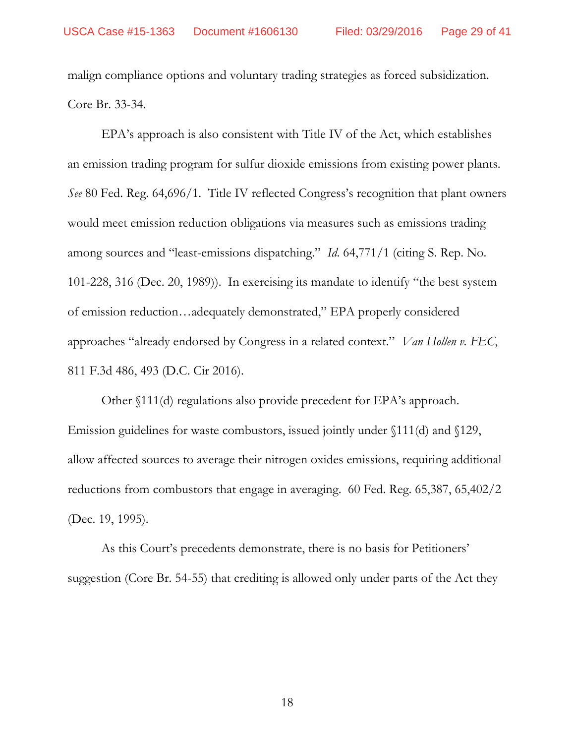malign compliance options and voluntary trading strategies as forced subsidization. Core Br. 33-34.

EPA's approach is also consistent with Title IV of the Act, which establishes an emission trading program for sulfur dioxide emissions from existing power plants. *See* 80 Fed. Reg. 64,696/1. Title IV reflected Congress's recognition that plant owners would meet emission reduction obligations via measures such as emissions trading among sources and "least-emissions dispatching." *Id.* 64,771/1 (citing S. Rep. No. 101-228, 316 (Dec. 20, 1989)). In exercising its mandate to identify "the best system of emission reduction…adequately demonstrated," EPA properly considered approaches "already endorsed by Congress in a related context." *Van Hollen v. FEC*, 811 F.3d 486, 493 (D.C. Cir 2016).

Other §111(d) regulations also provide precedent for EPA's approach. Emission guidelines for waste combustors, issued jointly under §111(d) and §129, allow affected sources to average their nitrogen oxides emissions, requiring additional reductions from combustors that engage in averaging. 60 Fed. Reg. 65,387, 65,402/2 (Dec. 19, 1995).

As this Court's precedents demonstrate, there is no basis for Petitioners' suggestion (Core Br. 54-55) that crediting is allowed only under parts of the Act they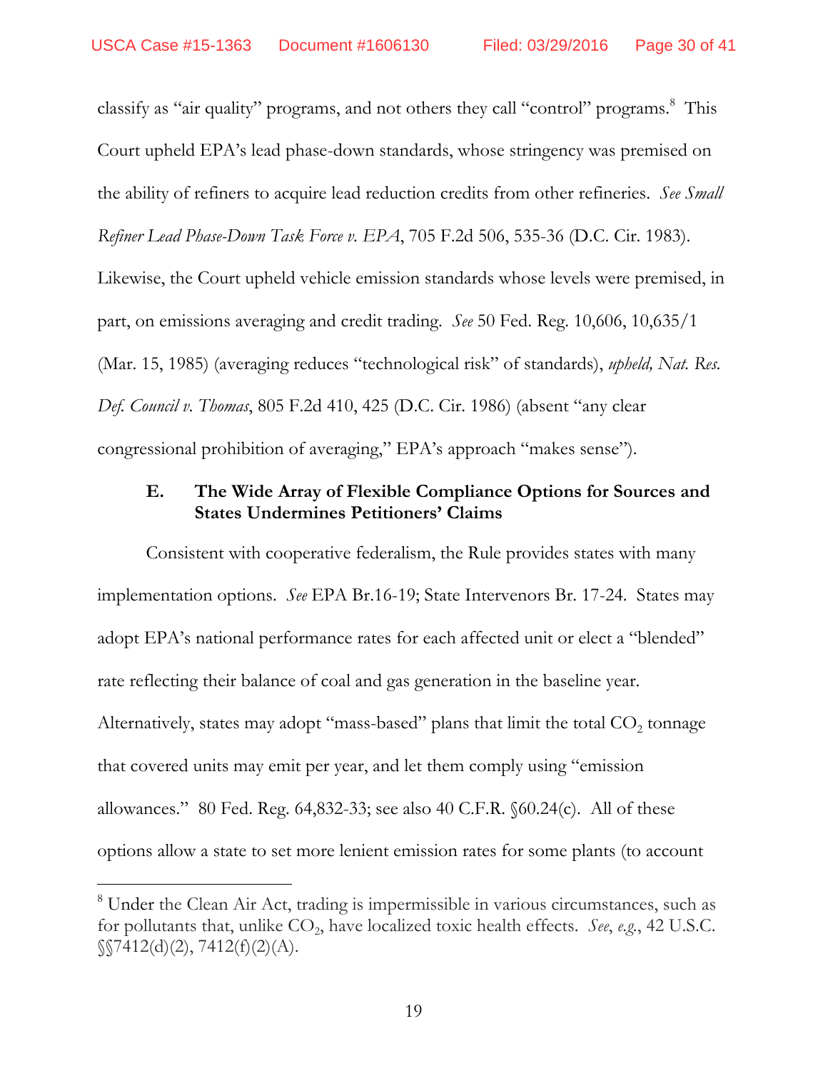classify as "air quality" programs, and not others they call "control" programs.[8] This Court upheld EPA's lead phase-down standards, whose stringency was premised on the ability of refiners to acquire lead reduction credits from other refineries. *See Small Refiner Lead Phase-Down Task Force v. EPA*, 705 F.2d 506, 535-36 (D.C. Cir. 1983). Likewise, the Court upheld vehicle emission standards whose levels were premised, in part, on emissions averaging and credit trading. *See* 50 Fed. Reg. 10,606, 10,635/1 (Mar. 15, 1985) (averaging reduces "technological risk" of standards), *upheld, Nat. Res. Def. Council v. Thomas*, 805 F.2d 410, 425 (D.C. Cir. 1986) (absent "any clear congressional prohibition of averaging," EPA's approach "makes sense").

### E. The Wide Array of Flexible Compliance Options for Sources and States Undermines Petitioners' Claims

Consistent with cooperative federalism, the Rule provides states with many implementation options. *See* EPA Br.16-19; State Intervenors Br. 17-24. States may adopt EPA's national performance rates for each affected unit or elect a "blended" rate reflecting their balance of coal and gas generation in the baseline year. Alternatively, states may adopt "mass-based" plans that limit the total $CO_2$ tonnage that covered units may emit per year, and let them comply using "emission allowances." 80 Fed. Reg. 64,832-33; see also 40 C.F.R. §60.24(c). All of these options allow a state to set more lenient emission rates for some plants (to account

---

[8] Under the Clean Air Act, trading is impermissible in various circumstances, such as for pollutants that, unlike $CO_2$, have localized toxic health effects. *See, e.g.*, 42 U.S.C. §§7412(d)(2), 7412(f)(2)(A).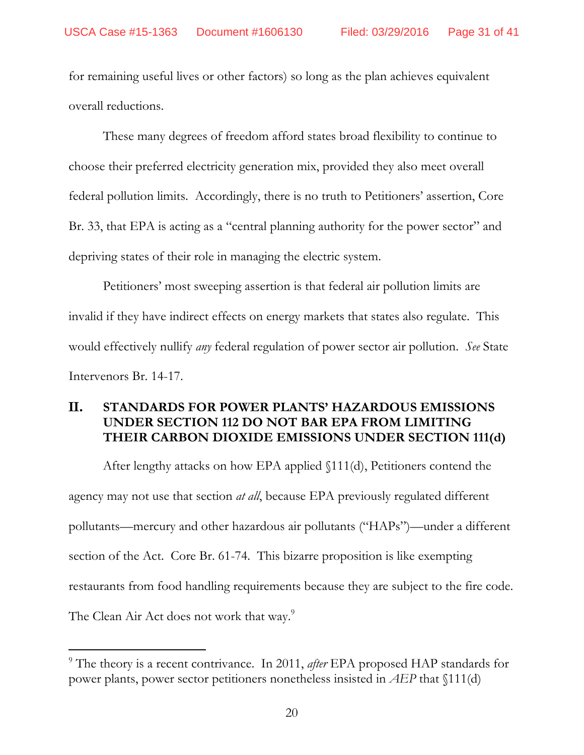for remaining useful lives or other factors) so long as the plan achieves equivalent overall reductions.

These many degrees of freedom afford states broad flexibility to continue to choose their preferred electricity generation mix, provided they also meet overall federal pollution limits. Accordingly, there is no truth to Petitioners' assertion, Core Br. 33, that EPA is acting as a "central planning authority for the power sector" and depriving states of their role in managing the electric system.

Petitioners' most sweeping assertion is that federal air pollution limits are invalid if they have indirect effects on energy markets that states also regulate. This would effectively nullify *any* federal regulation of power sector air pollution. *See* State Intervenors Br. 14-17.

## II. STANDARDS FOR POWER PLANTS' HAZARDOUS EMISSIONS UNDER SECTION 112 DO NOT BAR EPA FROM LIMITING THEIR CARBON DIOXIDE EMISSIONS UNDER SECTION 111(d)

After lengthy attacks on how EPA applied §111(d), Petitioners contend the agency may not use that section *at all*, because EPA previously regulated different pollutants—mercury and other hazardous air pollutants ("HAPs")—under a different section of the Act. Core Br. 61-74. This bizarre proposition is like exempting restaurants from food handling requirements because they are subject to the fire code. The Clean Air Act does not work that way.[9]

[9] The theory is a recent contrivance. In 2011, *after* EPA proposed HAP standards for power plants, power sector petitioners nonetheless insisted in *AEP* that §111(d)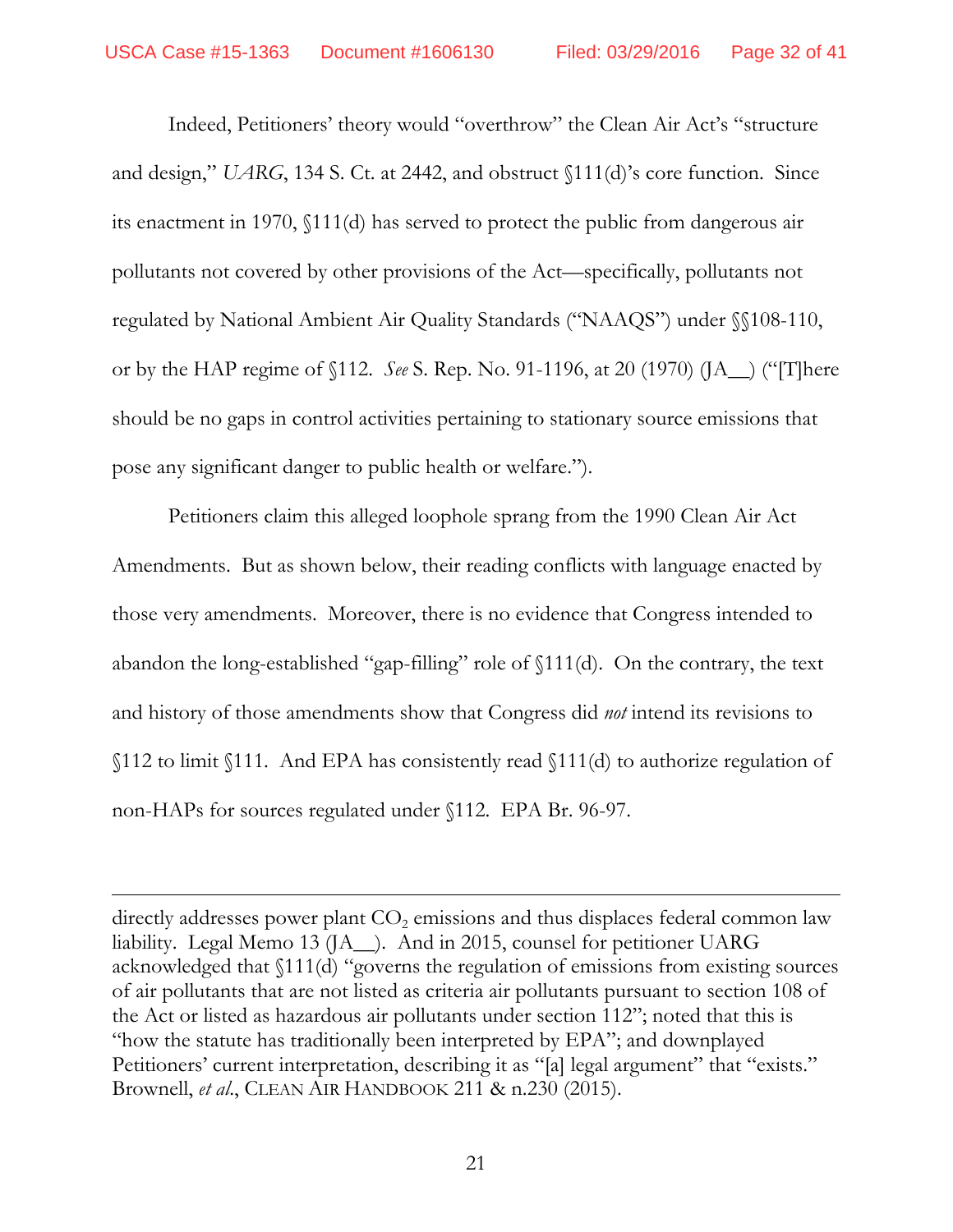Indeed, Petitioners' theory would "overthrow" the Clean Air Act's "structure and design," *UARG*, 134 S. Ct. at 2442, and obstruct §111(d)'s core function. Since its enactment in 1970, §111(d) has served to protect the public from dangerous air pollutants not covered by other provisions of the Act—specifically, pollutants not regulated by National Ambient Air Quality Standards ("NAAQS") under §§108-110, or by the HAP regime of §112. *See* S. Rep. No. 91-1196, at 20 (1970) (JA__) ("[T]here should be no gaps in control activities pertaining to stationary source emissions that pose any significant danger to public health or welfare.").

Petitioners claim this alleged loophole sprang from the 1990 Clean Air Act Amendments. But as shown below, their reading conflicts with language enacted by those very amendments. Moreover, there is no evidence that Congress intended to abandon the long-established "gap-filling" role of §111(d). On the contrary, the text and history of those amendments show that Congress did *not* intend its revisions to §112 to limit §111. And EPA has consistently read §111(d) to authorize regulation of non-HAPs for sources regulated under §112. EPA Br. 96-97.

---

directly addresses power plant $CO_2$ emissions and thus displaces federal common law liability. Legal Memo 13 (JA__). And in 2015, counsel for petitioner UARG acknowledged that §111(d) "governs the regulation of emissions from existing sources of air pollutants that are not listed as criteria air pollutants pursuant to section 108 of the Act or listed as hazardous air pollutants under section 112"; noted that this is "how the statute has traditionally been interpreted by EPA"; and downplayed Petitioners' current interpretation, describing it as "[a] legal argument" that "exists." Brownell, *et al*., CLEAN AIR HANDBOOK 211 & n.230 (2015).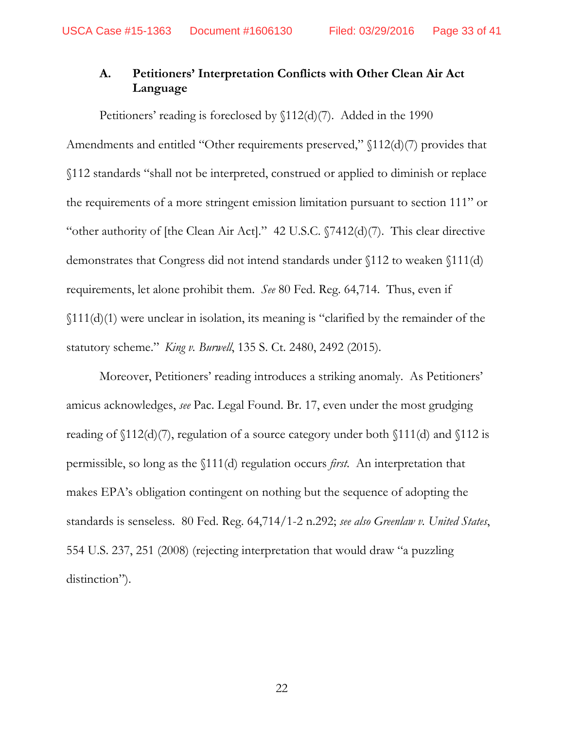### A. Petitioners' Interpretation Conflicts with Other Clean Air Act Language

Petitioners' reading is foreclosed by §112(d)(7). Added in the 1990 Amendments and entitled "Other requirements preserved," §112(d)(7) provides that §112 standards "shall not be interpreted, construed or applied to diminish or replace the requirements of a more stringent emission limitation pursuant to section 111" or "other authority of [the Clean Air Act]." 42 U.S.C. §7412(d)(7). This clear directive demonstrates that Congress did not intend standards under §112 to weaken §111(d) requirements, let alone prohibit them. *See* 80 Fed. Reg. 64,714. Thus, even if §111(d)(1) were unclear in isolation, its meaning is "clarified by the remainder of the statutory scheme." *King v. Burwell*, 135 S. Ct. 2480, 2492 (2015).

Moreover, Petitioners' reading introduces a striking anomaly. As Petitioners' amicus acknowledges, *see* Pac. Legal Found. Br. 17, even under the most grudging reading of §112(d)(7), regulation of a source category under both §111(d) and §112 is permissible, so long as the §111(d) regulation occurs *first*. An interpretation that makes EPA's obligation contingent on nothing but the sequence of adopting the standards is senseless. 80 Fed. Reg. 64,714/1-2 n.292; *see also Greenlaw v. United States*, 554 U.S. 237, 251 (2008) (rejecting interpretation that would draw "a puzzling distinction").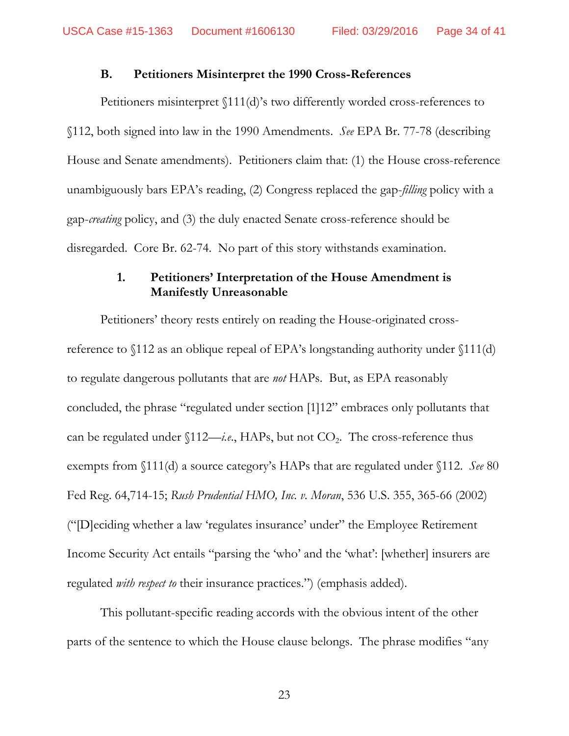### B. Petitioners Misinterpret the 1990 Cross-References

Petitioners misinterpret §111(d)'s two differently worded cross-references to §112, both signed into law in the 1990 Amendments. *See* EPA Br. 77-78 (describing House and Senate amendments). Petitioners claim that: (1) the House cross-reference unambiguously bars EPA's reading, (2) Congress replaced the gap-*filling* policy with a gap-*creating* policy, and (3) the duly enacted Senate cross-reference should be disregarded. Core Br. 62-74. No part of this story withstands examination.

#### 1. Petitioners' Interpretation of the House Amendment is Manifestly Unreasonable

Petitioners' theory rests entirely on reading the House-originated cross-reference to §112 as an oblique repeal of EPA's longstanding authority under §111(d) to regulate dangerous pollutants that are *not* HAPs. But, as EPA reasonably concluded, the phrase "regulated under section [1]12" embraces only pollutants that can be regulated under §112—*i.e.*, HAPs, but not $CO_2$. The cross-reference thus exempts from §111(d) a source category's HAPs that are regulated under §112. *See* 80 Fed Reg. 64,714-15; *Rush Prudential HMO, Inc. v. Moran*, 536 U.S. 355, 365-66 (2002) ("[D]eciding whether a law 'regulates insurance' under" the Employee Retirement Income Security Act entails "parsing the 'who' and the 'what': [whether] insurers are regulated *with respect to* their insurance practices.") (emphasis added).

This pollutant-specific reading accords with the obvious intent of the other parts of the sentence to which the House clause belongs. The phrase modifies "any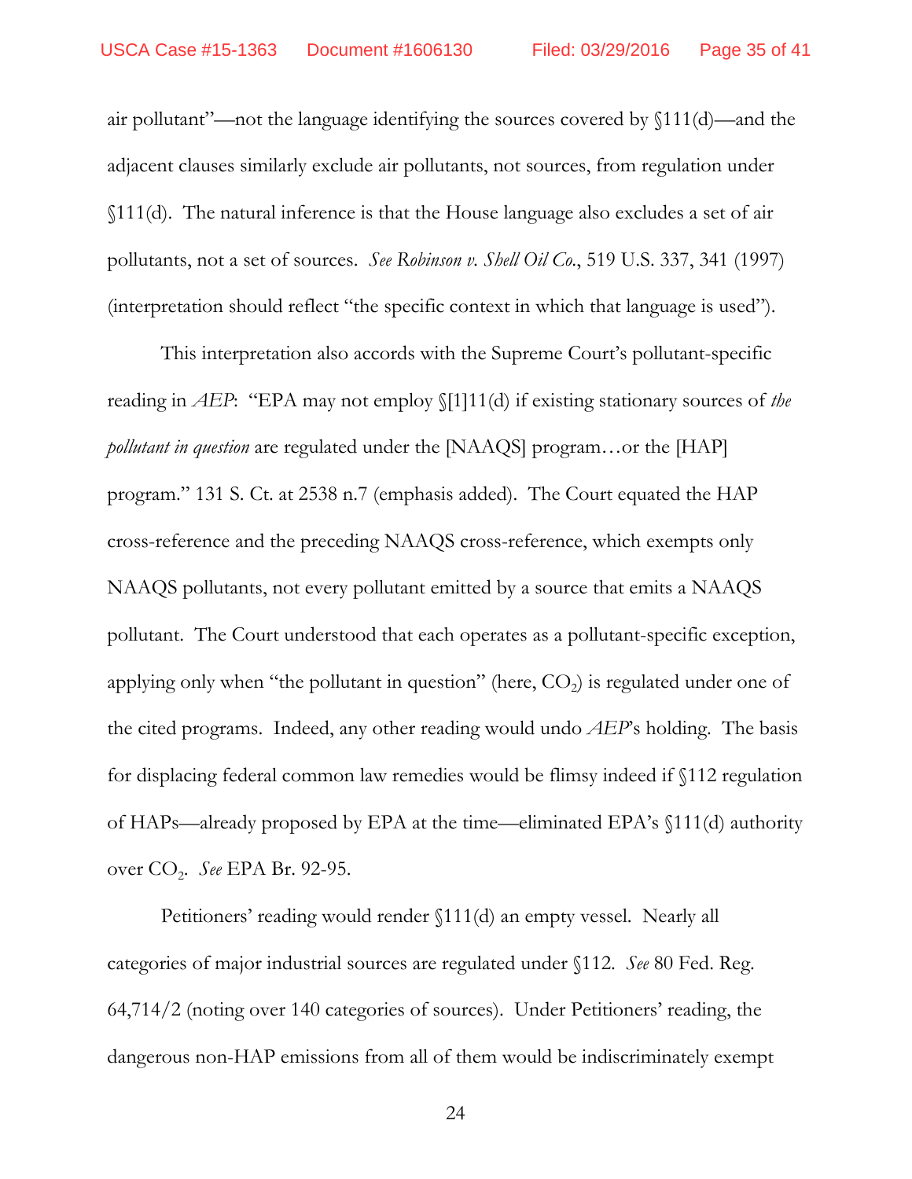air pollutant"—not the language identifying the sources covered by §111(d)—and the adjacent clauses similarly exclude air pollutants, not sources, from regulation under §111(d). The natural inference is that the House language also excludes a set of air pollutants, not a set of sources. *See Robinson v. Shell Oil Co.*, 519 U.S. 337, 341 (1997) (interpretation should reflect "the specific context in which that language is used").

This interpretation also accords with the Supreme Court's pollutant-specific reading in *AEP*: "EPA may not employ §[1]11(d) if existing stationary sources of *the pollutant in question* are regulated under the [NAAQS] program…or the [HAP] program." 131 S. Ct. at 2538 n.7 (emphasis added). The Court equated the HAP cross-reference and the preceding NAAQS cross-reference, which exempts only NAAQS pollutants, not every pollutant emitted by a source that emits a NAAQS pollutant. The Court understood that each operates as a pollutant-specific exception, applying only when "the pollutant in question" (here, $CO_2$) is regulated under one of the cited programs. Indeed, any other reading would undo *AEP*'s holding. The basis for displacing federal common law remedies would be flimsy indeed if §112 regulation of HAPs—already proposed by EPA at the time—eliminated EPA's §111(d) authority over $CO_2$. *See* EPA Br. 92-95.

Petitioners' reading would render §111(d) an empty vessel. Nearly all categories of major industrial sources are regulated under §112. *See* 80 Fed. Reg. 64,714/2 (noting over 140 categories of sources). Under Petitioners' reading, the dangerous non-HAP emissions from all of them would be indiscriminately exempt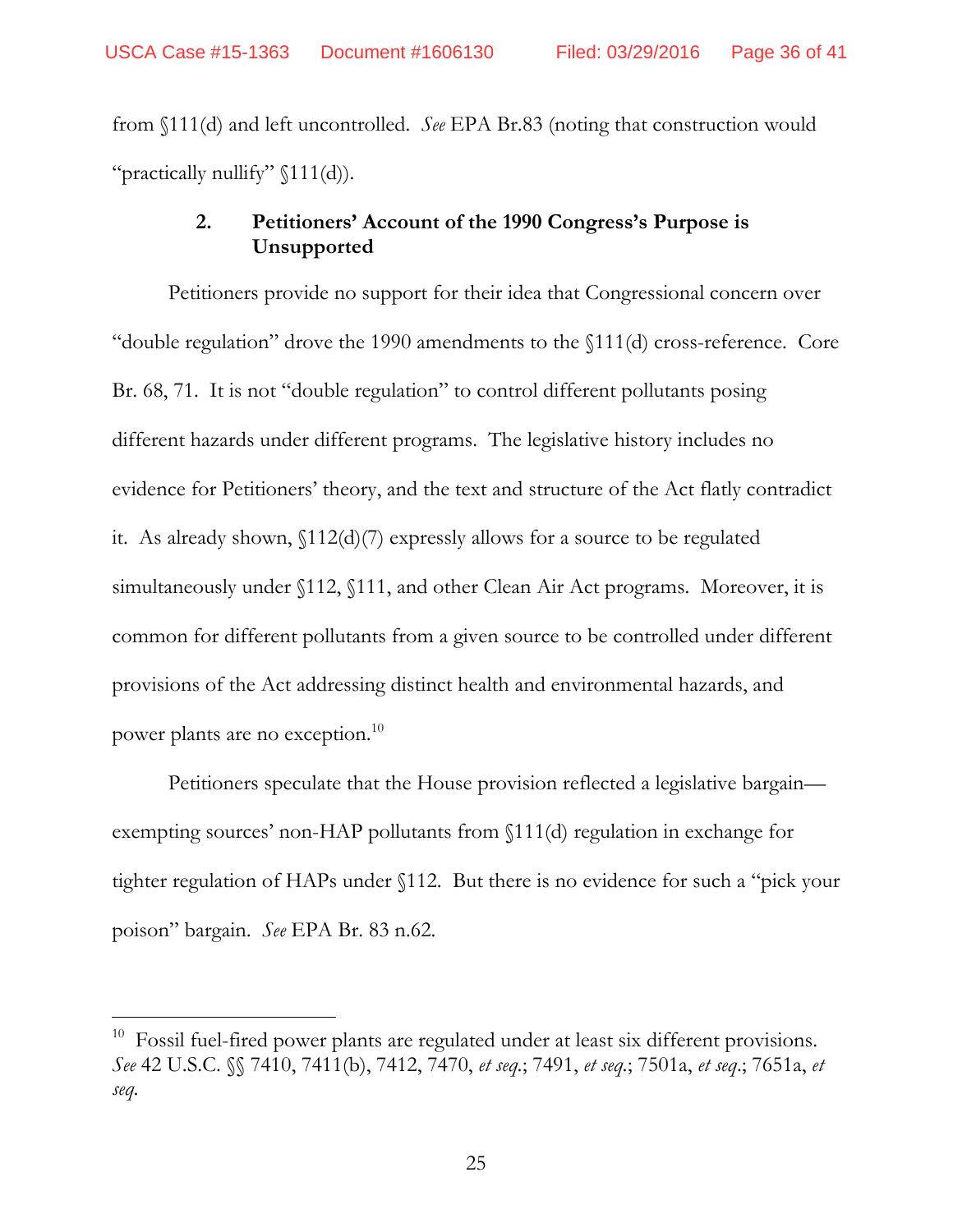from §111(d) and left uncontrolled. *See* EPA Br.83 (noting that construction would "practically nullify" §111(d)).

### 2. Petitioners' Account of the 1990 Congress's Purpose is Unsupported

Petitioners provide no support for their idea that Congressional concern over "double regulation" drove the 1990 amendments to the §111(d) cross-reference. Core Br. 68, 71. It is not "double regulation" to control different pollutants posing different hazards under different programs. The legislative history includes no evidence for Petitioners' theory, and the text and structure of the Act flatly contradict it. As already shown, §112(d)(7) expressly allows for a source to be regulated simultaneously under §112, §111, and other Clean Air Act programs. Moreover, it is common for different pollutants from a given source to be controlled under different provisions of the Act addressing distinct health and environmental hazards, and power plants are no exception.[10]

Petitioners speculate that the House provision reflected a legislative bargain—exempting sources' non-HAP pollutants from §111(d) regulation in exchange for tighter regulation of HAPs under §112. But there is no evidence for such a "pick your poison" bargain. *See* EPA Br. 83 n.62.

---

[10] Fossil fuel-fired power plants are regulated under at least six different provisions. *See* 42 U.S.C. §§ 7410, 7411(b), 7412, 7470, *et seq.*; 7491, *et seq.*; 7501a, *et seq.*; 7651a, *et seq.*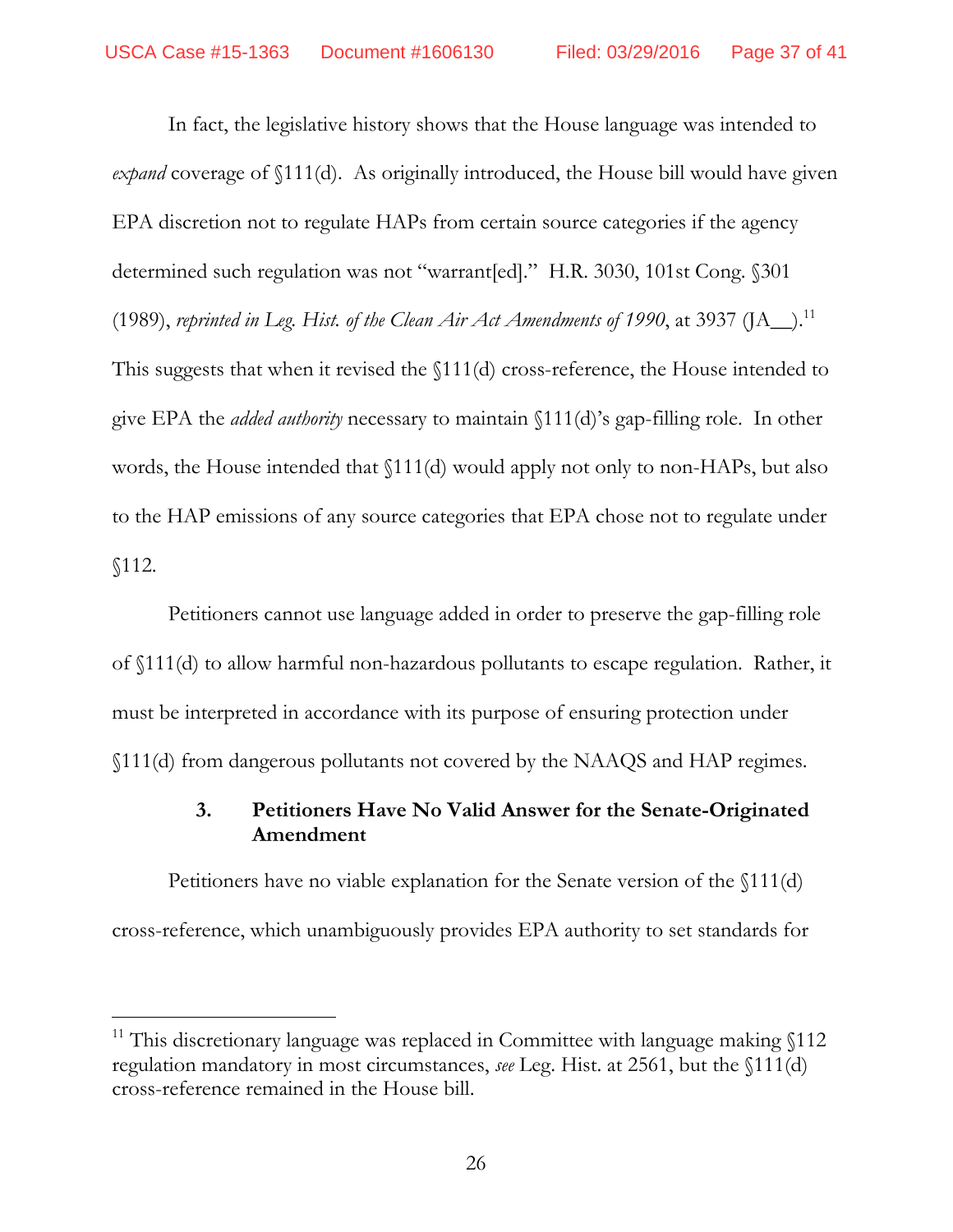In fact, the legislative history shows that the House language was intended to *expand* coverage of §111(d). As originally introduced, the House bill would have given EPA discretion not to regulate HAPs from certain source categories if the agency determined such regulation was not "warrant[ed]." H.R. 3030, 101st Cong. §301 (1989), *reprinted in Leg. Hist. of the Clean Air Act Amendments of 1990*, at 3937 (JA__).[11] This suggests that when it revised the §111(d) cross-reference, the House intended to give EPA the *added authority* necessary to maintain §111(d)'s gap-filling role. In other words, the House intended that §111(d) would apply not only to non-HAPs, but also to the HAP emissions of any source categories that EPA chose not to regulate under §112.

Petitioners cannot use language added in order to preserve the gap-filling role of §111(d) to allow harmful non-hazardous pollutants to escape regulation. Rather, it must be interpreted in accordance with its purpose of ensuring protection under §111(d) from dangerous pollutants not covered by the NAAQS and HAP regimes.

### 3. Petitioners Have No Valid Answer for the Senate-Originated Amendment

Petitioners have no viable explanation for the Senate version of the §111(d) cross-reference, which unambiguously provides EPA authority to set standards for

---

[11] This discretionary language was replaced in Committee with language making §112 regulation mandatory in most circumstances, *see* Leg. Hist. at 2561, but the §111(d) cross-reference remained in the House bill.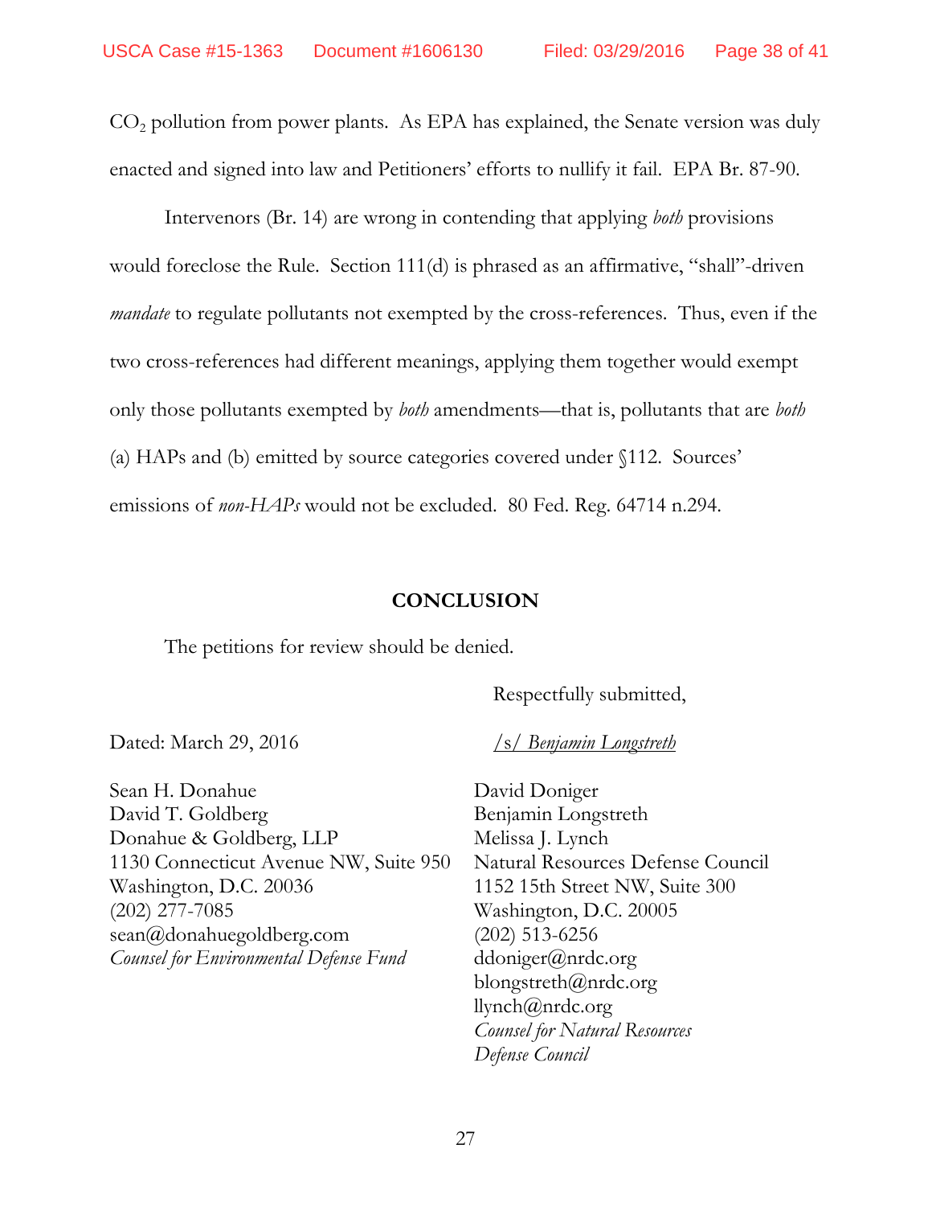$CO_2$ pollution from power plants. As EPA has explained, the Senate version was duly enacted and signed into law and Petitioners' efforts to nullify it fail. EPA Br. 87-90.

Intervenors (Br. 14) are wrong in contending that applying *both* provisions would foreclose the Rule. Section 111(d) is phrased as an affirmative, "shall"-driven *mandate* to regulate pollutants not exempted by the cross-references. Thus, even if the two cross-references had different meanings, applying them together would exempt only those pollutants exempted by *both* amendments—that is, pollutants that are *both* (a) HAPs and (b) emitted by source categories covered under §112. Sources' emissions of *non-HAPs* would not be excluded. 80 Fed. Reg. 64714 n.294.

## CONCLUSION

The petitions for review should be denied.

Respectfully submitted,

Dated: March 29, 2016

*/s/ Benjamin Longstreth*

Sean H. Donahue
David T. Goldberg
Donahue & Goldberg, LLP
1130 Connecticut Avenue NW, Suite 950
Washington, D.C. 20036
(202) 277-7085
sean@donahuegoldberg.com
*Counsel for Environmental Defense Fund*

David Doniger
Benjamin Longstreth
Melissa J. Lynch
Natural Resources Defense Council
1152 15th Street NW, Suite 300
Washington, D.C. 20005
(202) 513-6256
ddoniger@nrdc.org
blongstreth@nrdc.org
llynch@nrdc.org
*Counsel for Natural Resources Defense Council*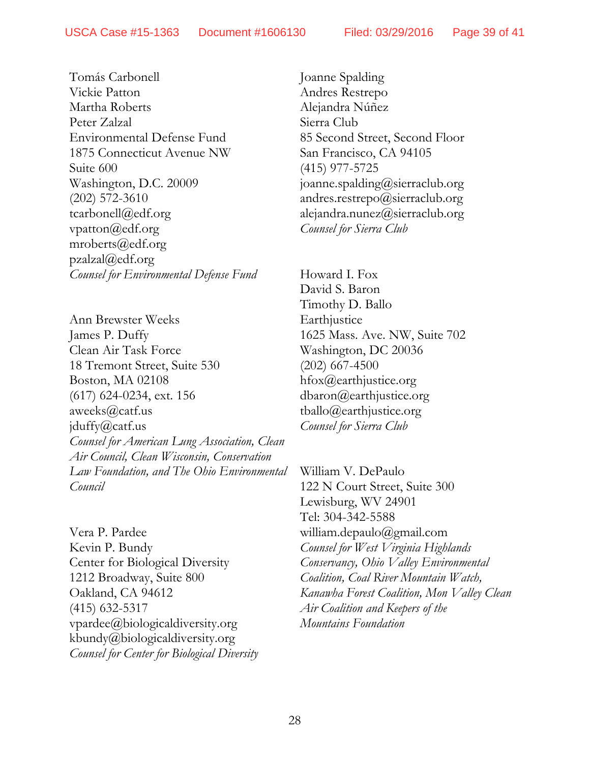Tomás Carbonell
Vickie Patton
Martha Roberts
Peter Zalzal
Environmental Defense Fund
1875 Connecticut Avenue NW
Suite 600
Washington, D.C. 20009
(202) 572-3610
tcarbonell@edf.org
vpatton@edf.org
mroberts@edf.org
pzalzal@edf.org
*Counsel for Environmental Defense Fund*

Ann Brewster Weeks
James P. Duffy
Clean Air Task Force
18 Tremont Street, Suite 530
Boston, MA 02108
(617) 624-0234, ext. 156
aweeks@catf.us
jduffy@catf.us
*Counsel for American Lung Association, Clean Air Council, Clean Wisconsin, Conservation Law Foundation, and The Ohio Environmental Council*

Vera P. Pardee
Kevin P. Bundy
Center for Biological Diversity
1212 Broadway, Suite 800
Oakland, CA 94612
(415) 632-5317
vpardee@biologicaldiversity.org
kbundy@biologicaldiversity.org
*Counsel for Center for Biological Diversity*

Joanne Spalding
Andres Restrepo
Alejandra Núñez
Sierra Club
85 Second Street, Second Floor
San Francisco, CA 94105
(415) 977-5725
joanne.spalding@sierraclub.org
andres.restrepo@sierraclub.org
alejandra.nunez@sierraclub.org
*Counsel for Sierra Club*

Howard I. Fox
David S. Baron
Timothy D. Ballo
Earthjustice
1625 Mass. Ave. NW, Suite 702
Washington, DC 20036
(202) 667-4500
hfox@earthjustice.org
dbaron@earthjustice.org
tballo@earthjustice.org
*Counsel for Sierra Club*

William V. DePaulo
122 N Court Street, Suite 300
Lewisburg, WV 24901
Tel: 304-342-5588
william.depaulo@gmail.com
*Counsel for West Virginia Highlands Conservancy, Ohio Valley Environmental Coalition, Coal River Mountain Watch, Kanawha Forest Coalition, Mon Valley Clean Air Coalition and Keepers of the Mountains Foundation*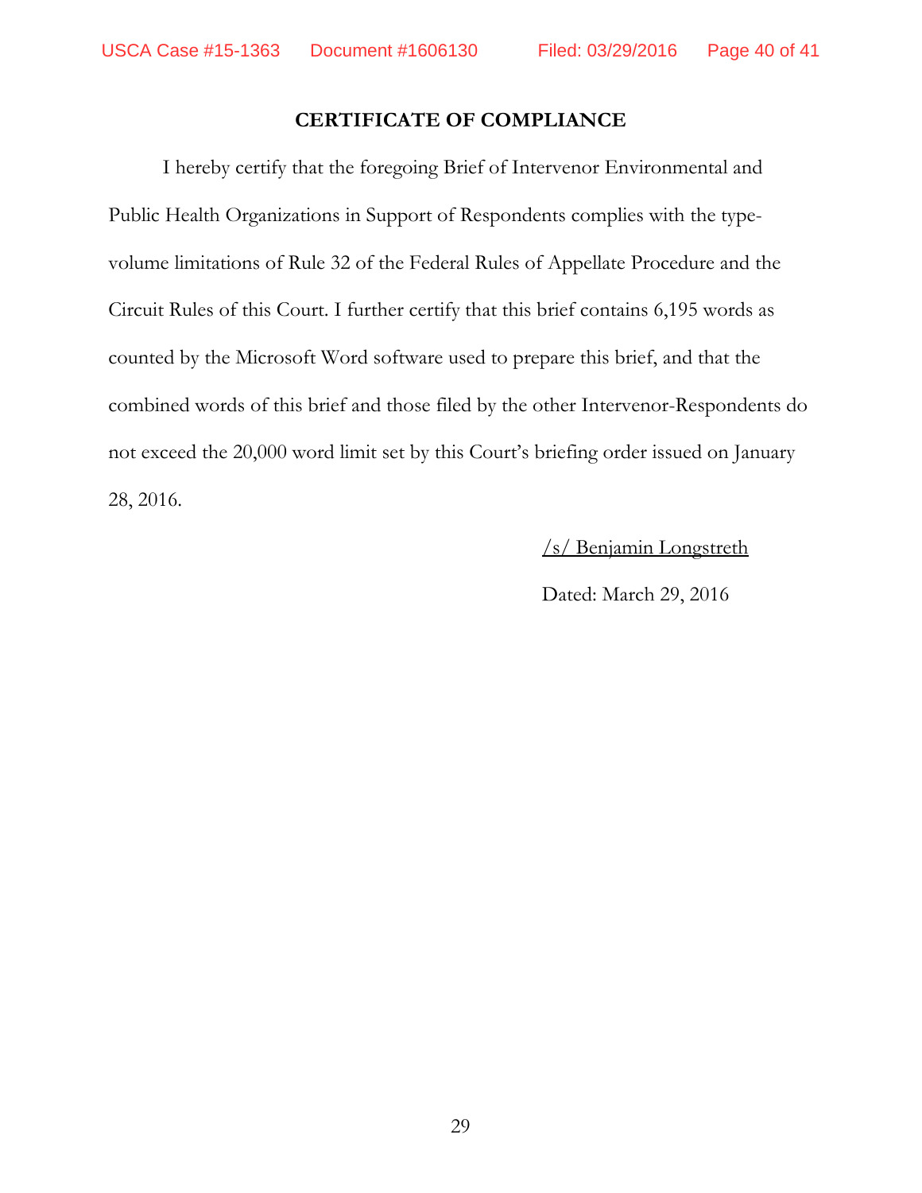## CERTIFICATE OF COMPLIANCE

I hereby certify that the foregoing Brief of Intervenor Environmental and Public Health Organizations in Support of Respondents complies with the type-volume limitations of Rule 32 of the Federal Rules of Appellate Procedure and the Circuit Rules of this Court. I further certify that this brief contains 6,195 words as counted by the Microsoft Word software used to prepare this brief, and that the combined words of this brief and those filed by the other Intervenor-Respondents do not exceed the 20,000 word limit set by this Court's briefing order issued on January 28, 2016.

/s/ Benjamin Longstreth

Dated: March 29, 2016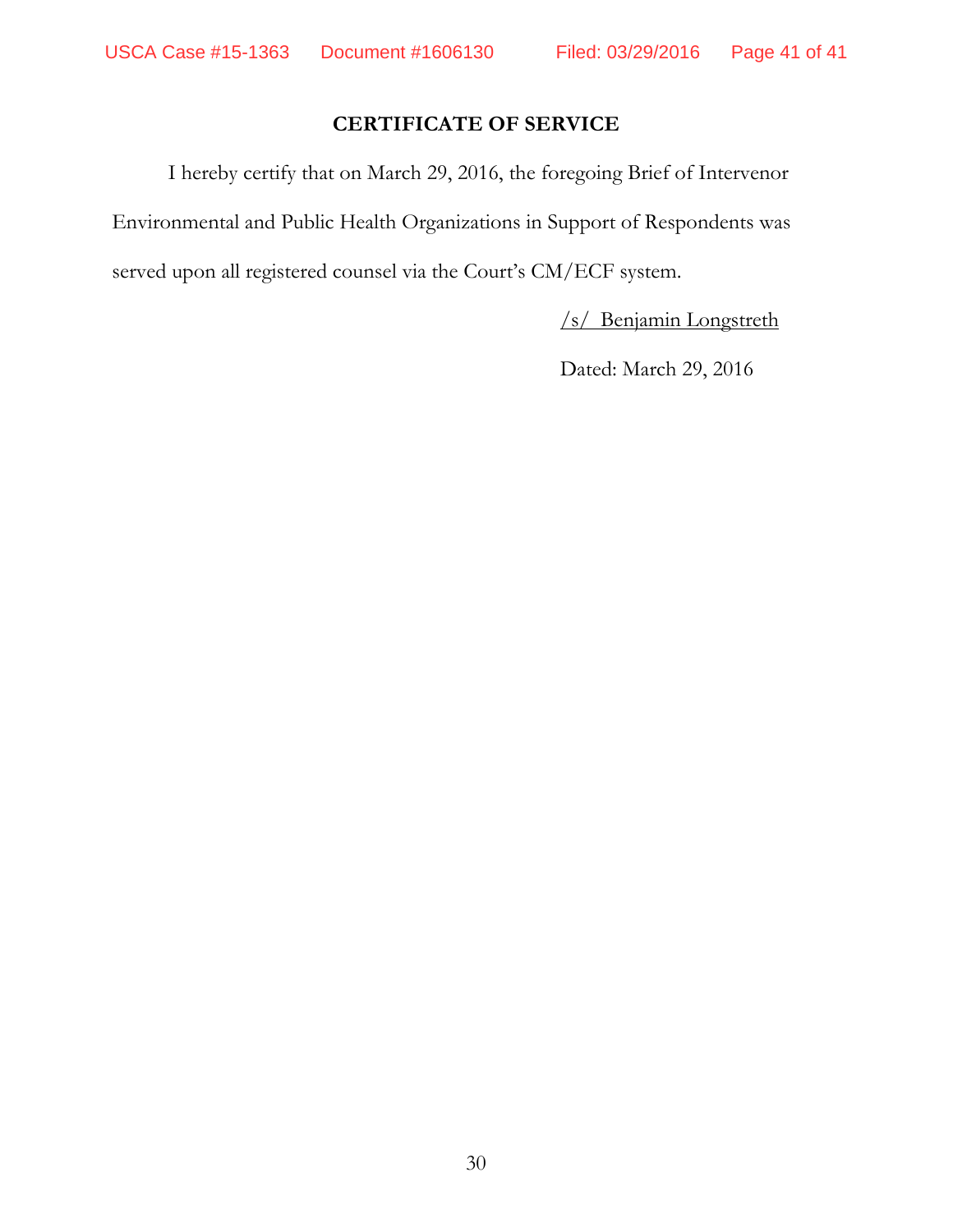## CERTIFICATE OF SERVICE

I hereby certify that on March 29, 2016, the foregoing Brief of Intervenor Environmental and Public Health Organizations in Support of Respondents was served upon all registered counsel via the Court's CM/ECF system.

/s/ Benjamin Longstreth

Dated: March 29, 2016